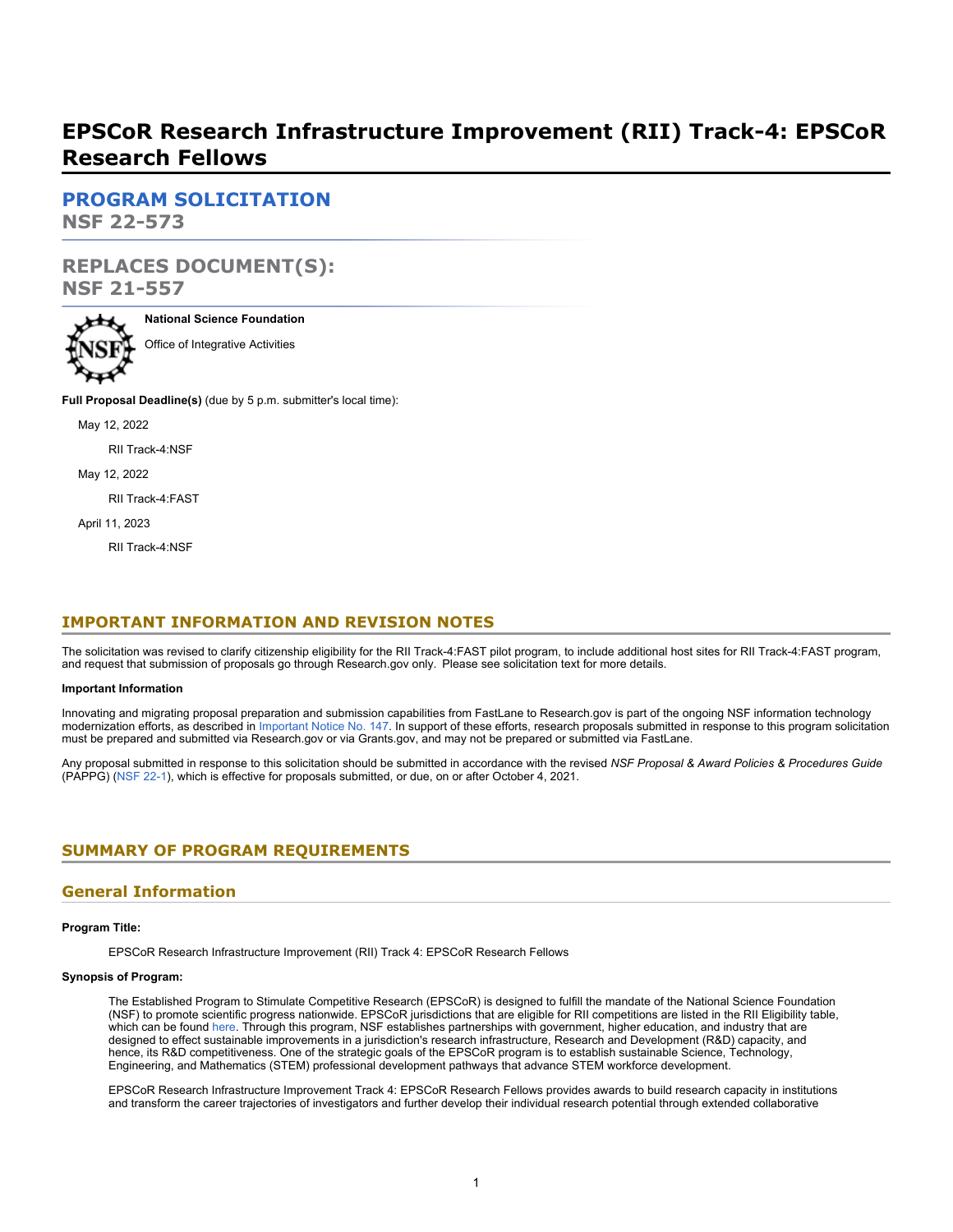# EPSCoR Research Infrastructure Improvement (RII) Track-4: EPSCoR Research Fellows

## PROGRAM SOLICITATION
**NSF 22-573**

## REPLACES DOCUMENT(S):
**NSF 21-557**

**National Science Foundation**

Office of Integrative Activities

**Full Proposal Deadline(s)** (due by 5 p.m. submitter's local time):

May 12, 2022

RII Track-4:NSF

May 12, 2022

RII Track-4:FAST

April 11, 2023

RII Track-4:NSF

## IMPORTANT INFORMATION AND REVISION NOTES

The solicitation was revised to clarify citizenship eligibility for the RII Track-4:FAST pilot program, to include additional host sites for RII Track-4:FAST program, and request that submission of proposals go through Research.gov only. Please see solicitation text for more details.

**Important Information**

Innovating and migrating proposal preparation and submission capabilities from FastLane to Research.gov is part of the ongoing NSF information technology modernization efforts, as described in Important Notice No. 147. In support of these efforts, research proposals submitted in response to this program solicitation must be prepared and submitted via Research.gov or via Grants.gov, and may not be prepared or submitted via FastLane.

Any proposal submitted in response to this solicitation should be submitted in accordance with the revised *NSF Proposal & Award Policies & Procedures Guide* (PAPPG) (NSF 22-1), which is effective for proposals submitted, or due, on or after October 4, 2021.

## SUMMARY OF PROGRAM REQUIREMENTS

### General Information

**Program Title:**

EPSCoR Research Infrastructure Improvement (RII) Track 4: EPSCoR Research Fellows

**Synopsis of Program:**

The Established Program to Stimulate Competitive Research (EPSCoR) is designed to fulfill the mandate of the National Science Foundation (NSF) to promote scientific progress nationwide. EPSCoR jurisdictions that are eligible for RII competitions are listed in the RII Eligibility table, which can be found here. Through this program, NSF establishes partnerships with government, higher education, and industry that are designed to effect sustainable improvements in a jurisdiction's research infrastructure, Research and Development (R&D) capacity, and hence, its R&D competitiveness. One of the strategic goals of the EPSCoR program is to establish sustainable Science, Technology, Engineering, and Mathematics (STEM) professional development pathways that advance STEM workforce development.

EPSCoR Research Infrastructure Improvement Track 4: EPSCoR Research Fellows provides awards to build research capacity in institutions and transform the career trajectories of investigators and further develop their individual research potential through extended collaborative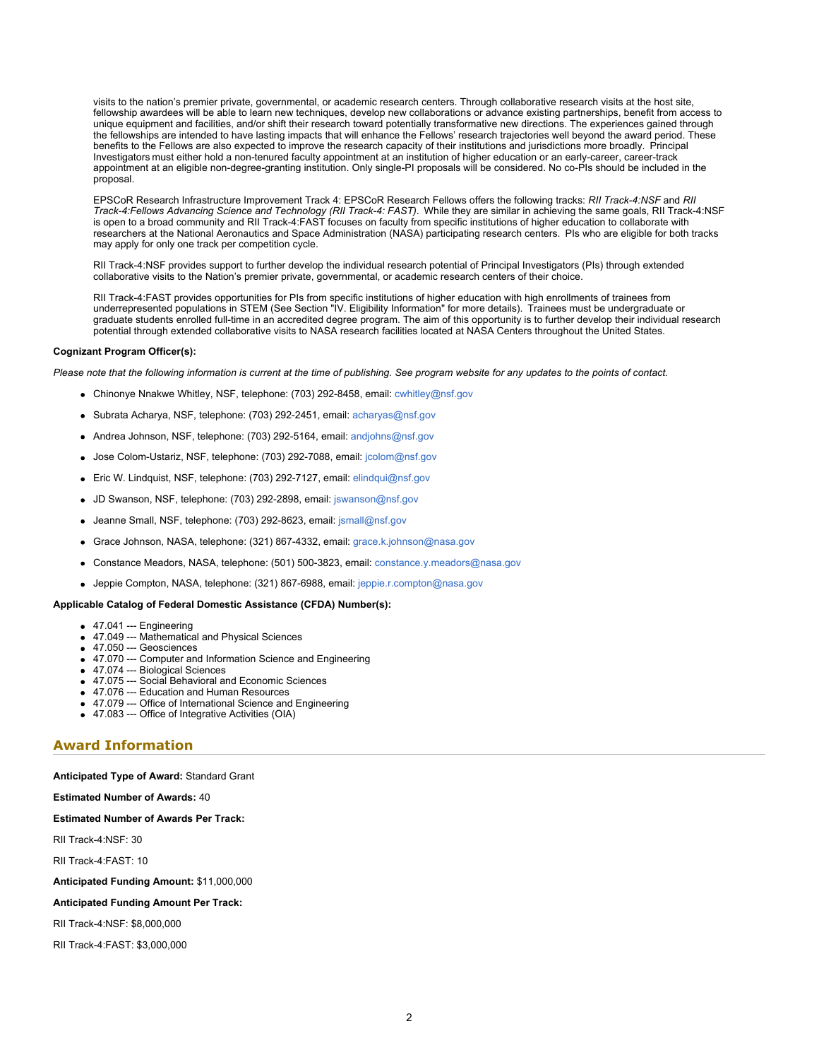visits to the nation's premier private, governmental, or academic research centers. Through collaborative research visits at the host site, fellowship awardees will be able to learn new techniques, develop new collaborations or advance existing partnerships, benefit from access to unique equipment and facilities, and/or shift their research toward potentially transformative new directions. The experiences gained through the fellowships are intended to have lasting impacts that will enhance the Fellows' research trajectories well beyond the award period. These benefits to the Fellows are also expected to improve the research capacity of their institutions and jurisdictions more broadly. Principal Investigators must either hold a non-tenured faculty appointment at an institution of higher education or an early-career, career-track appointment at an eligible non-degree-granting institution. Only single-PI proposals will be considered. No co-PIs should be included in the proposal.

EPSCoR Research Infrastructure Improvement Track 4: EPSCoR Research Fellows offers the following tracks: *RII Track-4:NSF* and *RII Track-4:Fellows Advancing Science and Technology (RII Track-4: FAST).* While they are similar in achieving the same goals, RII Track-4:NSF is open to a broad community and RII Track-4:FAST focuses on faculty from specific institutions of higher education to collaborate with researchers at the National Aeronautics and Space Administration (NASA) participating research centers. PIs who are eligible for both tracks may apply for only one track per competition cycle.

RII Track-4:NSF provides support to further develop the individual research potential of Principal Investigators (PIs) through extended collaborative visits to the Nation's premier private, governmental, or academic research centers of their choice.

RII Track-4:FAST provides opportunities for PIs from specific institutions of higher education with high enrollments of trainees from underrepresented populations in STEM (See Section "IV. Eligibility Information" for more details). Trainees must be undergraduate or graduate students enrolled full-time in an accredited degree program. The aim of this opportunity is to further develop their individual research potential through extended collaborative visits to NASA research facilities located at NASA Centers throughout the United States.

**Cognizant Program Officer(s):**

*Please note that the following information is current at the time of publishing. See program website for any updates to the points of contact.*

- Chinonye Nnakwe Whitley, NSF, telephone: (703) 292-8458, email: cwhitley@nsf.gov
- Subrata Acharya, NSF, telephone: (703) 292-2451, email: acharyas@nsf.gov
- Andrea Johnson, NSF, telephone: (703) 292-5164, email: andjohns@nsf.gov
- Jose Colom-Ustariz, NSF, telephone: (703) 292-7088, email: jcolom@nsf.gov
- Eric W. Lindquist, NSF, telephone: (703) 292-7127, email: elindqui@nsf.gov
- JD Swanson, NSF, telephone: (703) 292-2898, email: jswanson@nsf.gov
- Jeanne Small, NSF, telephone: (703) 292-8623, email: jsmall@nsf.gov
- Grace Johnson, NASA, telephone: (321) 867-4332, email: grace.k.johnson@nasa.gov
- Constance Meadors, NASA, telephone: (501) 500-3823, email: constance.y.meadors@nasa.gov
- Jeppie Compton, NASA, telephone: (321) 867-6988, email: jeppie.r.compton@nasa.gov

**Applicable Catalog of Federal Domestic Assistance (CFDA) Number(s):**

- 47.041 --- Engineering
- 47.049 --- Mathematical and Physical Sciences
- 47.050 --- Geosciences
- 47.070 --- Computer and Information Science and Engineering
- 47.074 --- Biological Sciences
- 47.075 --- Social Behavioral and Economic Sciences
- 47.076 --- Education and Human Resources
- 47.079 --- Office of International Science and Engineering
- 47.083 --- Office of Integrative Activities (OIA)

## Award Information

**Anticipated Type of Award:** Standard Grant

**Estimated Number of Awards:** 40

**Estimated Number of Awards Per Track:**

RII Track-4:NSF: 30

RII Track-4:FAST: 10

**Anticipated Funding Amount:** $11,000,000

**Anticipated Funding Amount Per Track:**

RII Track-4:NSF: $8,000,000

RII Track-4:FAST: $3,000,000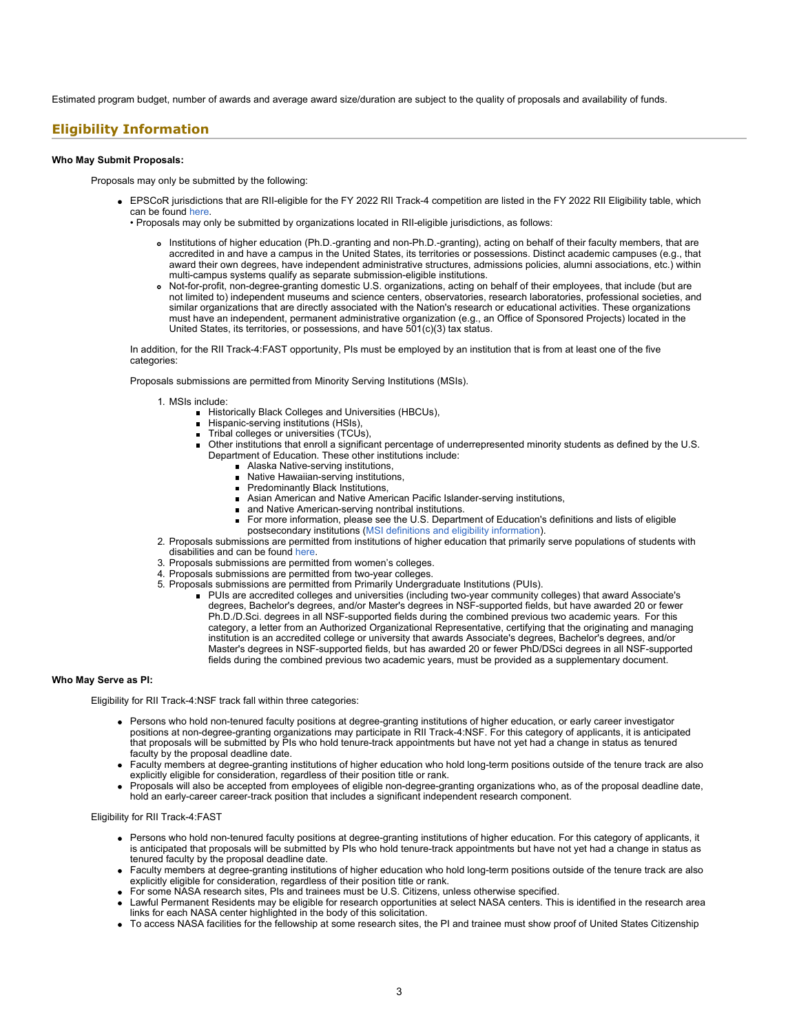Estimated program budget, number of awards and average award size/duration are subject to the quality of proposals and availability of funds.

## Eligibility Information

**Who May Submit Proposals:**

Proposals may only be submitted by the following:

- EPSCoR jurisdictions that are RII-eligible for the FY 2022 RII Track-4 competition are listed in the FY 2022 RII Eligibility table, which can be found here.
  • Proposals may only be submitted by organizations located in RII-eligible jurisdictions, as follows:
    - Institutions of higher education (Ph.D.-granting and non-Ph.D.-granting), acting on behalf of their faculty members, that are accredited in and have a campus in the United States, its territories or possessions. Distinct academic campuses (e.g., that award their own degrees, have independent administrative structures, admissions policies, alumni associations, etc.) within multi-campus systems qualify as separate submission-eligible institutions.
    - Not-for-profit, non-degree-granting domestic U.S. organizations, acting on behalf of their employees, that include (but are not limited to) independent museums and science centers, observatories, research laboratories, professional societies, and similar organizations that are directly associated with the Nation's research or educational activities. These organizations must have an independent, permanent administrative organization (e.g., an Office of Sponsored Projects) located in the United States, its territories, or possessions, and have 501(c)(3) tax status.

  In addition, for the RII Track-4:FAST opportunity, PIs must be employed by an institution that is from at least one of the five categories:

  Proposals submissions are permitted from Minority Serving Institutions (MSIs).

  1. MSIs include:
     - Historically Black Colleges and Universities (HBCUs),
     - Hispanic-serving institutions (HSIs),
     - Tribal colleges or universities (TCUs),
     - Other institutions that enroll a significant percentage of underrepresented minority students as defined by the U.S. Department of Education. These other institutions include:
       - Alaska Native-serving institutions,
       - Native Hawaiian-serving institutions,
       - Predominantly Black Institutions,
       - Asian American and Native American Pacific Islander-serving institutions,
       - and Native American-serving nontribal institutions.
       - For more information, please see the U.S. Department of Education's definitions and lists of eligible postsecondary institutions (MSI definitions and eligibility information).
  2. Proposals submissions are permitted from institutions of higher education that primarily serve populations of students with disabilities and can be found here.
  3. Proposals submissions are permitted from women's colleges.
  4. Proposals submissions are permitted from two-year colleges.
  5. Proposals submissions are permitted from Primarily Undergraduate Institutions (PUIs).
     - PUIs are accredited colleges and universities (including two-year community colleges) that award Associate's degrees, Bachelor's degrees, and/or Master's degrees in NSF-supported fields, but have awarded 20 or fewer Ph.D./D.Sci. degrees in all NSF-supported fields during the combined previous two academic years. For this category, a letter from an Authorized Organizational Representative, certifying that the originating and managing institution is an accredited college or university that awards Associate's degrees, Bachelor's degrees, and/or Master's degrees in NSF-supported fields, but has awarded 20 or fewer PhD/DSci degrees in all NSF-supported fields during the combined previous two academic years, must be provided as a supplementary document.

**Who May Serve as PI:**

Eligibility for RII Track-4:NSF track fall within three categories:

- Persons who hold non-tenured faculty positions at degree-granting institutions of higher education, or early career investigator positions at non-degree-granting organizations may participate in RII Track-4:NSF. For this category of applicants, it is anticipated that proposals will be submitted by PIs who hold tenure-track appointments but have not yet had a change in status as tenured faculty by the proposal deadline date.
- Faculty members at degree-granting institutions of higher education who hold long-term positions outside of the tenure track are also explicitly eligible for consideration, regardless of their position title or rank.
- Proposals will also be accepted from employees of eligible non-degree-granting organizations who, as of the proposal deadline date, hold an early-career career-track position that includes a significant independent research component.

Eligibility for RII Track-4:FAST

- Persons who hold non-tenured faculty positions at degree-granting institutions of higher education. For this category of applicants, it is anticipated that proposals will be submitted by PIs who hold tenure-track appointments but have not yet had a change in status as tenured faculty by the proposal deadline date.
- Faculty members at degree-granting institutions of higher education who hold long-term positions outside of the tenure track are also explicitly eligible for consideration, regardless of their position title or rank.
- For some NASA research sites, PIs and trainees must be U.S. Citizens, unless otherwise specified.
- Lawful Permanent Residents may be eligible for research opportunities at select NASA centers. This is identified in the research area links for each NASA center highlighted in the body of this solicitation.
- To access NASA facilities for the fellowship at some research sites, the PI and trainee must show proof of United States Citizenship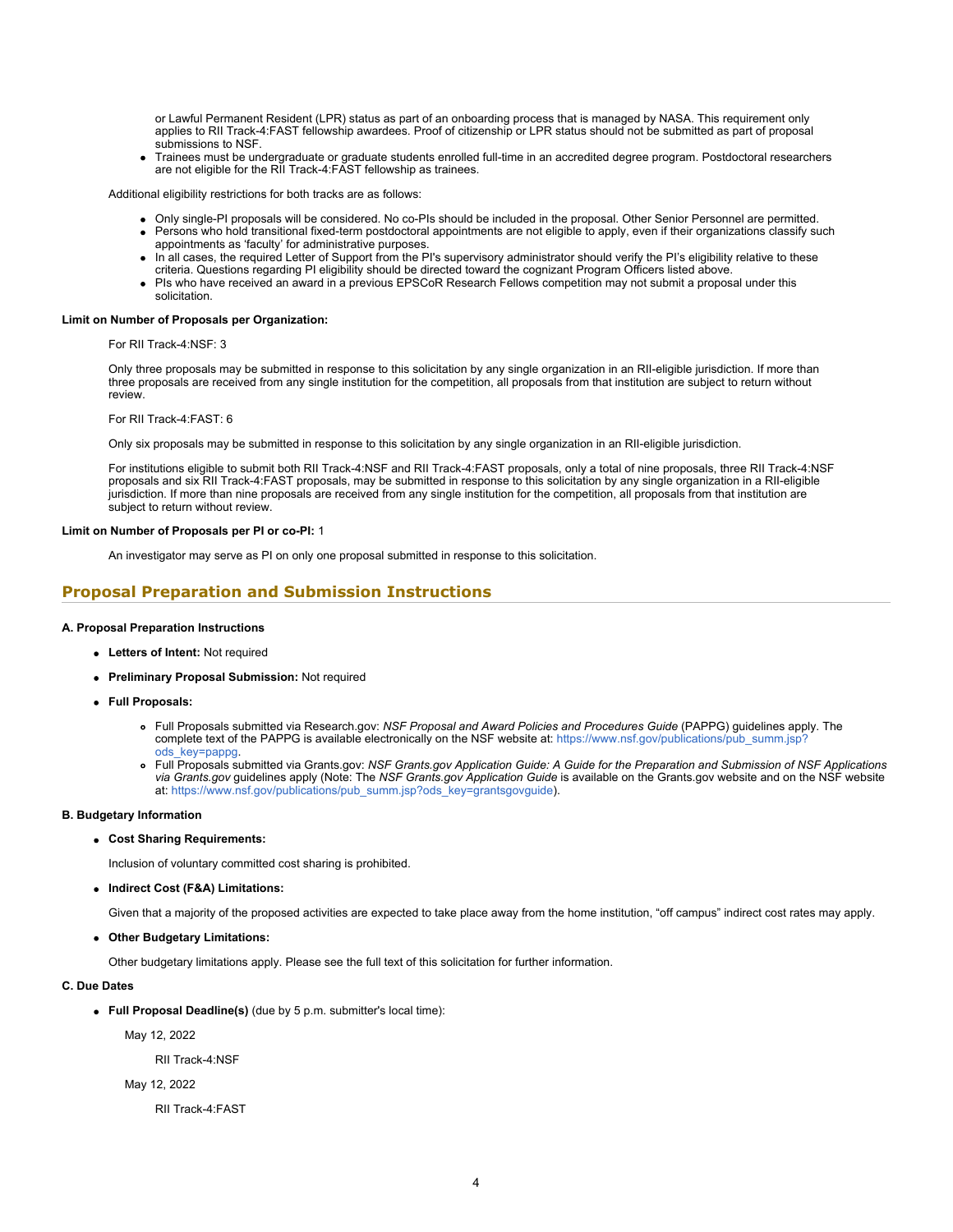or Lawful Permanent Resident (LPR) status as part of an onboarding process that is managed by NASA. This requirement only applies to RII Track-4:FAST fellowship awardees. Proof of citizenship or LPR status should not be submitted as part of proposal submissions to NSF.
- Trainees must be undergraduate or graduate students enrolled full-time in an accredited degree program. Postdoctoral researchers are not eligible for the RII Track-4:FAST fellowship as trainees.

Additional eligibility restrictions for both tracks are as follows:

- Only single-PI proposals will be considered. No co-PIs should be included in the proposal. Other Senior Personnel are permitted.
- Persons who hold transitional fixed-term postdoctoral appointments are not eligible to apply, even if their organizations classify such appointments as 'faculty' for administrative purposes.
- In all cases, the required Letter of Support from the PI's supervisory administrator should verify the PI's eligibility relative to these criteria. Questions regarding PI eligibility should be directed toward the cognizant Program Officers listed above.
- PIs who have received an award in a previous EPSCoR Research Fellows competition may not submit a proposal under this solicitation.

**Limit on Number of Proposals per Organization:**

For RII Track-4:NSF: 3

Only three proposals may be submitted in response to this solicitation by any single organization in an RII-eligible jurisdiction. If more than three proposals are received from any single institution for the competition, all proposals from that institution are subject to return without review.

For RII Track-4:FAST: 6

Only six proposals may be submitted in response to this solicitation by any single organization in an RII-eligible jurisdiction.

For institutions eligible to submit both RII Track-4:NSF and RII Track-4:FAST proposals, only a total of nine proposals, three RII Track-4:NSF proposals and six RII Track-4:FAST proposals, may be submitted in response to this solicitation by any single organization in a RII-eligible jurisdiction. If more than nine proposals are received from any single institution for the competition, all proposals from that institution are subject to return without review.

**Limit on Number of Proposals per PI or co-PI:** 1

An investigator may serve as PI on only one proposal submitted in response to this solicitation.

## Proposal Preparation and Submission Instructions

### A. Proposal Preparation Instructions

- **Letters of Intent:** Not required
- **Preliminary Proposal Submission:** Not required
- **Full Proposals:**
  - Full Proposals submitted via Research.gov: *NSF Proposal and Award Policies and Procedures Guide* (PAPPG) guidelines apply. The complete text of the PAPPG is available electronically on the NSF website at: https://www.nsf.gov/publications/pub_summ.jsp?ods_key=pappg.
  - Full Proposals submitted via Grants.gov: *NSF Grants.gov Application Guide: A Guide for the Preparation and Submission of NSF Applications via Grants.gov* guidelines apply (Note: The *NSF Grants.gov Application Guide* is available on the Grants.gov website and on the NSF website at: https://www.nsf.gov/publications/pub_summ.jsp?ods_key=grantsgovguide).

### B. Budgetary Information

- **Cost Sharing Requirements:**

  Inclusion of voluntary committed cost sharing is prohibited.

- **Indirect Cost (F&A) Limitations:**

  Given that a majority of the proposed activities are expected to take place away from the home institution, "off campus" indirect cost rates may apply.

- **Other Budgetary Limitations:**

  Other budgetary limitations apply. Please see the full text of this solicitation for further information.

### C. Due Dates

- **Full Proposal Deadline(s)** (due by 5 p.m. submitter's local time):

  May 12, 2022

  RII Track-4:NSF

  May 12, 2022

  RII Track-4:FAST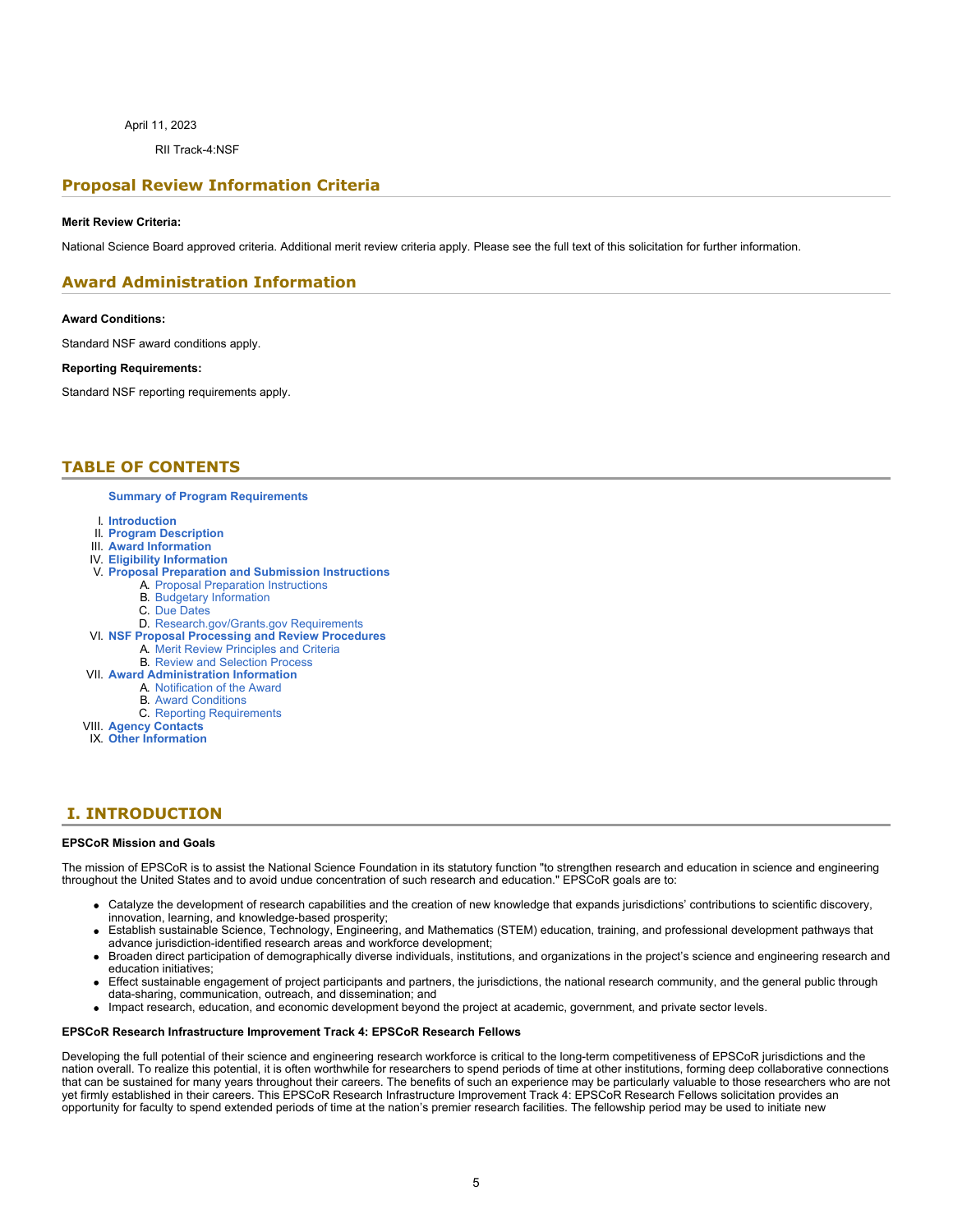April 11, 2023

RII Track-4:NSF

## Proposal Review Information Criteria

**Merit Review Criteria:**

National Science Board approved criteria. Additional merit review criteria apply. Please see the full text of this solicitation for further information.

## Award Administration Information

**Award Conditions:**

Standard NSF award conditions apply.

**Reporting Requirements:**

Standard NSF reporting requirements apply.

## TABLE OF CONTENTS

**Summary of Program Requirements**

I. **Introduction**
II. **Program Description**
III. **Award Information**
IV. **Eligibility Information**
V. **Proposal Preparation and Submission Instructions**
   A. Proposal Preparation Instructions
   B. Budgetary Information
   C. Due Dates
   D. Research.gov/Grants.gov Requirements
VI. **NSF Proposal Processing and Review Procedures**
   A. Merit Review Principles and Criteria
   B. Review and Selection Process
VII. **Award Administration Information**
   A. Notification of the Award
   B. Award Conditions
   C. Reporting Requirements
VIII. **Agency Contacts**
IX. **Other Information**

## I. INTRODUCTION

**EPSCoR Mission and Goals**

The mission of EPSCoR is to assist the National Science Foundation in its statutory function "to strengthen research and education in science and engineering throughout the United States and to avoid undue concentration of such research and education." EPSCoR goals are to:

- Catalyze the development of research capabilities and the creation of new knowledge that expands jurisdictions' contributions to scientific discovery, innovation, learning, and knowledge-based prosperity;
- Establish sustainable Science, Technology, Engineering, and Mathematics (STEM) education, training, and professional development pathways that advance jurisdiction-identified research areas and workforce development;
- Broaden direct participation of demographically diverse individuals, institutions, and organizations in the project's science and engineering research and education initiatives;
- Effect sustainable engagement of project participants and partners, the jurisdictions, the national research community, and the general public through data-sharing, communication, outreach, and dissemination; and
- Impact research, education, and economic development beyond the project at academic, government, and private sector levels.

**EPSCoR Research Infrastructure Improvement Track 4: EPSCoR Research Fellows**

Developing the full potential of their science and engineering research workforce is critical to the long-term competitiveness of EPSCoR jurisdictions and the nation overall. To realize this potential, it is often worthwhile for researchers to spend periods of time at other institutions, forming deep collaborative connections that can be sustained for many years throughout their careers. The benefits of such an experience may be particularly valuable to those researchers who are not yet firmly established in their careers. This EPSCoR Research Infrastructure Improvement Track 4: EPSCoR Research Fellows solicitation provides an opportunity for faculty to spend extended periods of time at the nation's premier research facilities. The fellowship period may be used to initiate new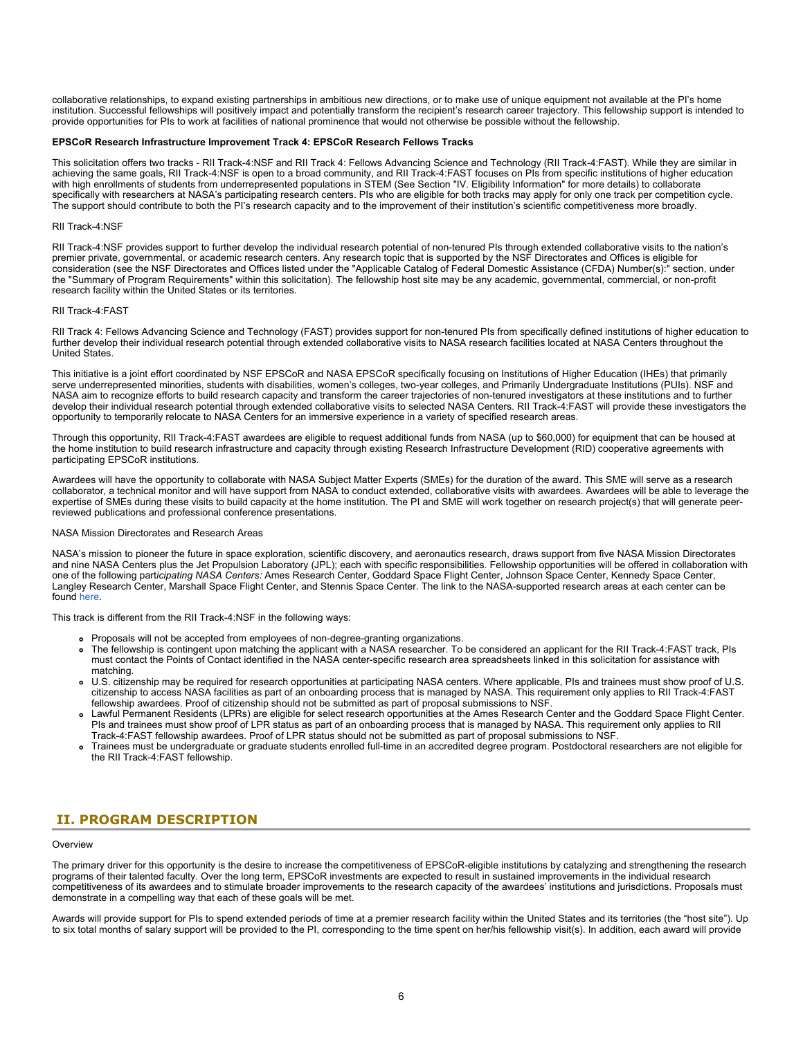collaborative relationships, to expand existing partnerships in ambitious new directions, or to make use of unique equipment not available at the PI's home institution. Successful fellowships will positively impact and potentially transform the recipient's research career trajectory. This fellowship support is intended to provide opportunities for PIs to work at facilities of national prominence that would not otherwise be possible without the fellowship.

**EPSCoR Research Infrastructure Improvement Track 4: EPSCoR Research Fellows Tracks**

This solicitation offers two tracks - RII Track-4:NSF and RII Track 4: Fellows Advancing Science and Technology (RII Track-4:FAST). While they are similar in achieving the same goals, RII Track-4:NSF is open to a broad community, and RII Track-4:FAST focuses on PIs from specific institutions of higher education with high enrollments of students from underrepresented populations in STEM (See Section "IV. Eligibility Information" for more details) to collaborate specifically with researchers at NASA's participating research centers. PIs who are eligible for both tracks may apply for only one track per competition cycle. The support should contribute to both the PI's research capacity and to the improvement of their institution's scientific competitiveness more broadly.

RII Track-4:NSF

RII Track-4:NSF provides support to further develop the individual research potential of non-tenured PIs through extended collaborative visits to the nation's premier private, governmental, or academic research centers. Any research topic that is supported by the NSF Directorates and Offices is eligible for consideration (see the NSF Directorates and Offices listed under the "Applicable Catalog of Federal Domestic Assistance (CFDA) Number(s):" section, under the "Summary of Program Requirements" within this solicitation). The fellowship host site may be any academic, governmental, commercial, or non-profit research facility within the United States or its territories.

RII Track-4:FAST

RII Track 4: Fellows Advancing Science and Technology (FAST) provides support for non-tenured PIs from specifically defined institutions of higher education to further develop their individual research potential through extended collaborative visits to NASA research facilities located at NASA Centers throughout the United States.

This initiative is a joint effort coordinated by NSF EPSCoR and NASA EPSCoR specifically focusing on Institutions of Higher Education (IHEs) that primarily serve underrepresented minorities, students with disabilities, women's colleges, two-year colleges, and Primarily Undergraduate Institutions (PUIs). NSF and NASA aim to recognize efforts to build research capacity and transform the career trajectories of non-tenured investigators at these institutions and to further develop their individual research potential through extended collaborative visits to selected NASA Centers. RII Track-4:FAST will provide these investigators the opportunity to temporarily relocate to NASA Centers for an immersive experience in a variety of specified research areas.

Through this opportunity, RII Track-4:FAST awardees are eligible to request additional funds from NASA (up to $60,000) for equipment that can be housed at the home institution to build research infrastructure and capacity through existing Research Infrastructure Development (RID) cooperative agreements with participating EPSCoR institutions.

Awardees will have the opportunity to collaborate with NASA Subject Matter Experts (SMEs) for the duration of the award. This SME will serve as a research collaborator, a technical monitor and will have support from NASA to conduct extended, collaborative visits with awardees. Awardees will be able to leverage the expertise of SMEs during these visits to build capacity at the home institution. The PI and SME will work together on research project(s) that will generate peer-reviewed publications and professional conference presentations.

NASA Mission Directorates and Research Areas

NASA's mission to pioneer the future in space exploration, scientific discovery, and aeronautics research, draws support from five NASA Mission Directorates and nine NASA Centers plus the Jet Propulsion Laboratory (JPL); each with specific responsibilities. Fellowship opportunities will be offered in collaboration with one of the following part*icipating NASA Centers:* Ames Research Center, Goddard Space Flight Center, Johnson Space Center, Kennedy Space Center, Langley Research Center, Marshall Space Flight Center, and Stennis Space Center. The link to the NASA-supported research areas at each center can be found here.

This track is different from the RII Track-4:NSF in the following ways:

- Proposals will not be accepted from employees of non-degree-granting organizations.
- The fellowship is contingent upon matching the applicant with a NASA researcher. To be considered an applicant for the RII Track-4:FAST track, PIs must contact the Points of Contact identified in the NASA center-specific research area spreadsheets linked in this solicitation for assistance with matching.
- U.S. citizenship may be required for research opportunities at participating NASA centers. Where applicable, PIs and trainees must show proof of U.S. citizenship to access NASA facilities as part of an onboarding process that is managed by NASA. This requirement only applies to RII Track-4:FAST fellowship awardees. Proof of citizenship should not be submitted as part of proposal submissions to NSF.
- Lawful Permanent Residents (LPRs) are eligible for select research opportunities at the Ames Research Center and the Goddard Space Flight Center. PIs and trainees must show proof of LPR status as part of an onboarding process that is managed by NASA. This requirement only applies to RII Track-4:FAST fellowship awardees. Proof of LPR status should not be submitted as part of proposal submissions to NSF.
- Trainees must be undergraduate or graduate students enrolled full-time in an accredited degree program. Postdoctoral researchers are not eligible for the RII Track-4:FAST fellowship.

## II. PROGRAM DESCRIPTION

Overview

The primary driver for this opportunity is the desire to increase the competitiveness of EPSCoR-eligible institutions by catalyzing and strengthening the research programs of their talented faculty. Over the long term, EPSCoR investments are expected to result in sustained improvements in the individual research competitiveness of its awardees and to stimulate broader improvements to the research capacity of the awardees' institutions and jurisdictions. Proposals must demonstrate in a compelling way that each of these goals will be met.

Awards will provide support for PIs to spend extended periods of time at a premier research facility within the United States and its territories (the "host site"). Up to six total months of salary support will be provided to the PI, corresponding to the time spent on her/his fellowship visit(s). In addition, each award will provide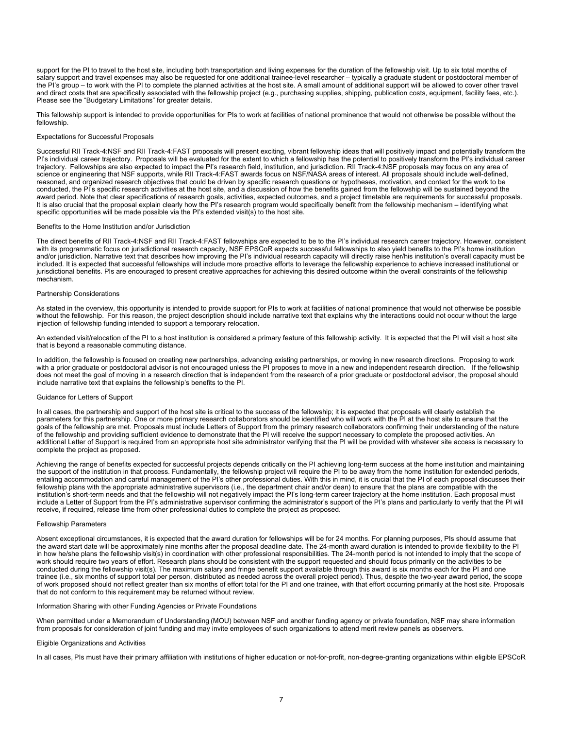support for the PI to travel to the host site, including both transportation and living expenses for the duration of the fellowship visit. Up to six total months of salary support and travel expenses may also be requested for one additional trainee-level researcher – typically a graduate student or postdoctoral member of the PI's group – to work with the PI to complete the planned activities at the host site. A small amount of additional support will be allowed to cover other travel and direct costs that are specifically associated with the fellowship project (e.g., purchasing supplies, shipping, publication costs, equipment, facility fees, etc.). Please see the "Budgetary Limitations" for greater details.

This fellowship support is intended to provide opportunities for PIs to work at facilities of national prominence that would not otherwise be possible without the fellowship.

### Expectations for Successful Proposals

Successful RII Track-4:NSF and RII Track-4:FAST proposals will present exciting, vibrant fellowship ideas that will positively impact and potentially transform the PI's individual career trajectory. Proposals will be evaluated for the extent to which a fellowship has the potential to positively transform the PI's individual career trajectory. Fellowships are also expected to impact the PI's research field, institution, and jurisdiction. RII Track-4:NSF proposals may focus on any area of science or engineering that NSF supports, while RII Track-4:FAST awards focus on NSF/NASA areas of interest. All proposals should include well-defined, reasoned, and organized research objectives that could be driven by specific research questions or hypotheses, motivation, and context for the work to be conducted, the PI's specific research activities at the host site, and a discussion of how the benefits gained from the fellowship will be sustained beyond the award period. Note that clear specifications of research goals, activities, expected outcomes, and a project timetable are requirements for successful proposals. It is also crucial that the proposal explain clearly how the PI's research program would specifically benefit from the fellowship mechanism – identifying what specific opportunities will be made possible via the PI's extended visit(s) to the host site.

### Benefits to the Home Institution and/or Jurisdiction

The direct benefits of RII Track-4:NSF and RII Track-4:FAST fellowships are expected to be to the PI's individual research career trajectory. However, consistent with its programmatic focus on jurisdictional research capacity, NSF EPSCoR expects successful fellowships to also yield benefits to the PI's home institution and/or jurisdiction. Narrative text that describes how improving the PI's individual research capacity will directly raise her/his institution's overall capacity must be included. It is expected that successful fellowships will include more proactive efforts to leverage the fellowship experience to achieve increased institutional or jurisdictional benefits. PIs are encouraged to present creative approaches for achieving this desired outcome within the overall constraints of the fellowship mechanism.

### Partnership Considerations

As stated in the overview, this opportunity is intended to provide support for PIs to work at facilities of national prominence that would not otherwise be possible without the fellowship. For this reason, the project description should include narrative text that explains why the interactions could not occur without the large injection of fellowship funding intended to support a temporary relocation.

An extended visit/relocation of the PI to a host institution is considered a primary feature of this fellowship activity. It is expected that the PI will visit a host site that is beyond a reasonable commuting distance.

In addition, the fellowship is focused on creating new partnerships, advancing existing partnerships, or moving in new research directions. Proposing to work with a prior graduate or postdoctoral advisor is not encouraged unless the PI proposes to move in a new and independent research direction. If the fellowship does not meet the goal of moving in a research direction that is independent from the research of a prior graduate or postdoctoral advisor, the proposal should include narrative text that explains the fellowship's benefits to the PI.

### Guidance for Letters of Support

In all cases, the partnership and support of the host site is critical to the success of the fellowship; it is expected that proposals will clearly establish the parameters for this partnership. One or more primary research collaborators should be identified who will work with the PI at the host site to ensure that the goals of the fellowship are met. Proposals must include Letters of Support from the primary research collaborators confirming their understanding of the nature of the fellowship and providing sufficient evidence to demonstrate that the PI will receive the support necessary to complete the proposed activities. An additional Letter of Support is required from an appropriate host site administrator verifying that the PI will be provided with whatever site access is necessary to complete the project as proposed.

Achieving the range of benefits expected for successful projects depends critically on the PI achieving long-term success at the home institution and maintaining the support of the institution in that process. Fundamentally, the fellowship project will require the PI to be away from the home institution for extended periods, entailing accommodation and careful management of the PI's other professional duties. With this in mind, it is crucial that the PI of each proposal discusses their fellowship plans with the appropriate administrative supervisors (i.e., the department chair and/or dean) to ensure that the plans are compatible with the institution's short-term needs and that the fellowship will not negatively impact the PI's long-term career trajectory at the home institution. Each proposal must include a Letter of Support from the PI's administrative supervisor confirming the administrator's support of the PI's plans and particularly to verify that the PI will receive, if required, release time from other professional duties to complete the project as proposed.

### Fellowship Parameters

Absent exceptional circumstances, it is expected that the award duration for fellowships will be for 24 months. For planning purposes, PIs should assume that the award start date will be approximately nine months after the proposal deadline date. The 24-month award duration is intended to provide flexibility to the PI in how he/she plans the fellowship visit(s) in coordination with other professional responsibilities. The 24-month period is not intended to imply that the scope of work should require two years of effort. Research plans should be consistent with the support requested and should focus primarily on the activities to be conducted during the fellowship visit(s). The maximum salary and fringe benefit support available through this award is six months each for the PI and one trainee (i.e., six months of support total per person, distributed as needed across the overall project period). Thus, despite the two-year award period, the scope of work proposed should not reflect greater than six months of effort total for the PI and one trainee, with that effort occurring primarily at the host site. Proposals that do not conform to this requirement may be returned without review.

### Information Sharing with other Funding Agencies or Private Foundations

When permitted under a Memorandum of Understanding (MOU) between NSF and another funding agency or private foundation, NSF may share information from proposals for consideration of joint funding and may invite employees of such organizations to attend merit review panels as observers.

### Eligible Organizations and Activities

In all cases, PIs must have their primary affiliation with institutions of higher education or not-for-profit, non-degree-granting organizations within eligible EPSCoR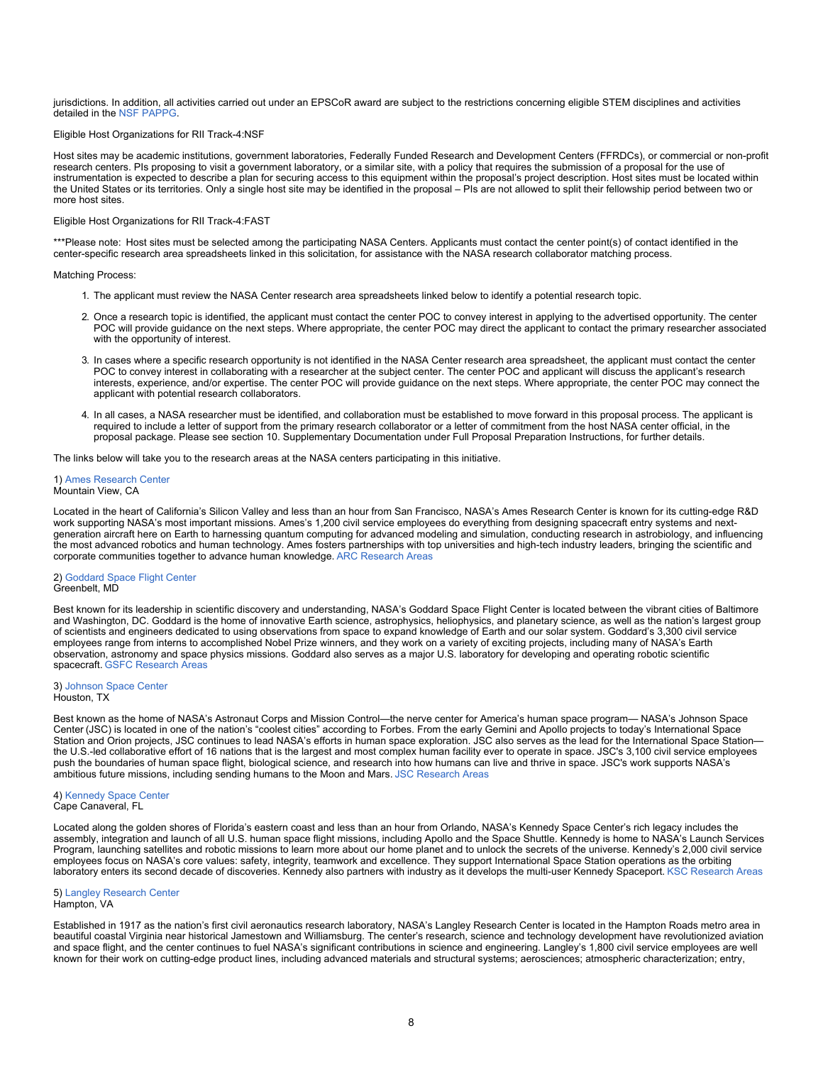jurisdictions. In addition, all activities carried out under an EPSCoR award are subject to the restrictions concerning eligible STEM disciplines and activities detailed in the NSF PAPPG.

Eligible Host Organizations for RII Track-4:NSF

Host sites may be academic institutions, government laboratories, Federally Funded Research and Development Centers (FFRDCs), or commercial or non-profit research centers. PIs proposing to visit a government laboratory, or a similar site, with a policy that requires the submission of a proposal for the use of instrumentation is expected to describe a plan for securing access to this equipment within the proposal's project description. Host sites must be located within the United States or its territories. Only a single host site may be identified in the proposal – PIs are not allowed to split their fellowship period between two or more host sites.

Eligible Host Organizations for RII Track-4:FAST

***Please note: Host sites must be selected among the participating NASA Centers. Applicants must contact the center point(s) of contact identified in the center-specific research area spreadsheets linked in this solicitation, for assistance with the NASA research collaborator matching process.

Matching Process:

1. The applicant must review the NASA Center research area spreadsheets linked below to identify a potential research topic.

2. Once a research topic is identified, the applicant must contact the center POC to convey interest in applying to the advertised opportunity. The center POC will provide guidance on the next steps. Where appropriate, the center POC may direct the applicant to contact the primary researcher associated with the opportunity of interest.

3. In cases where a specific research opportunity is not identified in the NASA Center research area spreadsheet, the applicant must contact the center POC to convey interest in collaborating with a researcher at the subject center. The center POC and applicant will discuss the applicant's research interests, experience, and/or expertise. The center POC will provide guidance on the next steps. Where appropriate, the center POC may connect the applicant with potential research collaborators.

4. In all cases, a NASA researcher must be identified, and collaboration must be established to move forward in this proposal process. The applicant is required to include a letter of support from the primary research collaborator or a letter of commitment from the host NASA center official, in the proposal package. Please see section 10. Supplementary Documentation under Full Proposal Preparation Instructions, for further details.

The links below will take you to the research areas at the NASA centers participating in this initiative.

1) Ames Research Center
Mountain View, CA

Located in the heart of California's Silicon Valley and less than an hour from San Francisco, NASA's Ames Research Center is known for its cutting-edge R&D work supporting NASA's most important missions. Ames's 1,200 civil service employees do everything from designing spacecraft entry systems and next-generation aircraft here on Earth to harnessing quantum computing for advanced modeling and simulation, conducting research in astrobiology, and influencing the most advanced robotics and human technology. Ames fosters partnerships with top universities and high-tech industry leaders, bringing the scientific and corporate communities together to advance human knowledge. ARC Research Areas

2) Goddard Space Flight Center
Greenbelt, MD

Best known for its leadership in scientific discovery and understanding, NASA's Goddard Space Flight Center is located between the vibrant cities of Baltimore and Washington, DC. Goddard is the home of innovative Earth science, astrophysics, heliophysics, and planetary science, as well as the nation's largest group of scientists and engineers dedicated to using observations from space to expand knowledge of Earth and our solar system. Goddard's 3,300 civil service employees range from interns to accomplished Nobel Prize winners, and they work on a variety of exciting projects, including many of NASA's Earth observation, astronomy and space physics missions. Goddard also serves as a major U.S. laboratory for developing and operating robotic scientific spacecraft. GSFC Research Areas

3) Johnson Space Center
Houston, TX

Best known as the home of NASA's Astronaut Corps and Mission Control—the nerve center for America's human space program— NASA's Johnson Space Center (JSC) is located in one of the nation's "coolest cities" according to Forbes. From the early Gemini and Apollo projects to today's International Space Station and Orion projects, JSC continues to lead NASA's efforts in human space exploration. JSC also serves as the lead for the International Space Station—the U.S.-led collaborative effort of 16 nations that is the largest and most complex human facility ever to operate in space. JSC's 3,100 civil service employees push the boundaries of human space flight, biological science, and research into how humans can live and thrive in space. JSC's work supports NASA's ambitious future missions, including sending humans to the Moon and Mars. JSC Research Areas

4) Kennedy Space Center
Cape Canaveral, FL

Located along the golden shores of Florida's eastern coast and less than an hour from Orlando, NASA's Kennedy Space Center's rich legacy includes the assembly, integration and launch of all U.S. human space flight missions, including Apollo and the Space Shuttle. Kennedy is home to NASA's Launch Services Program, launching satellites and robotic missions to learn more about our home planet and to unlock the secrets of the universe. Kennedy's 2,000 civil service employees focus on NASA's core values: safety, integrity, teamwork and excellence. They support International Space Station operations as the orbiting laboratory enters its second decade of discoveries. Kennedy also partners with industry as it develops the multi-user Kennedy Spaceport. KSC Research Areas

5) Langley Research Center
Hampton, VA

Established in 1917 as the nation's first civil aeronautics research laboratory, NASA's Langley Research Center is located in the Hampton Roads metro area in beautiful coastal Virginia near historical Jamestown and Williamsburg. The center's research, science and technology development have revolutionized aviation and space flight, and the center continues to fuel NASA's significant contributions in science and engineering. Langley's 1,800 civil service employees are well known for their work on cutting-edge product lines, including advanced materials and structural systems; aerosciences; atmospheric characterization; entry,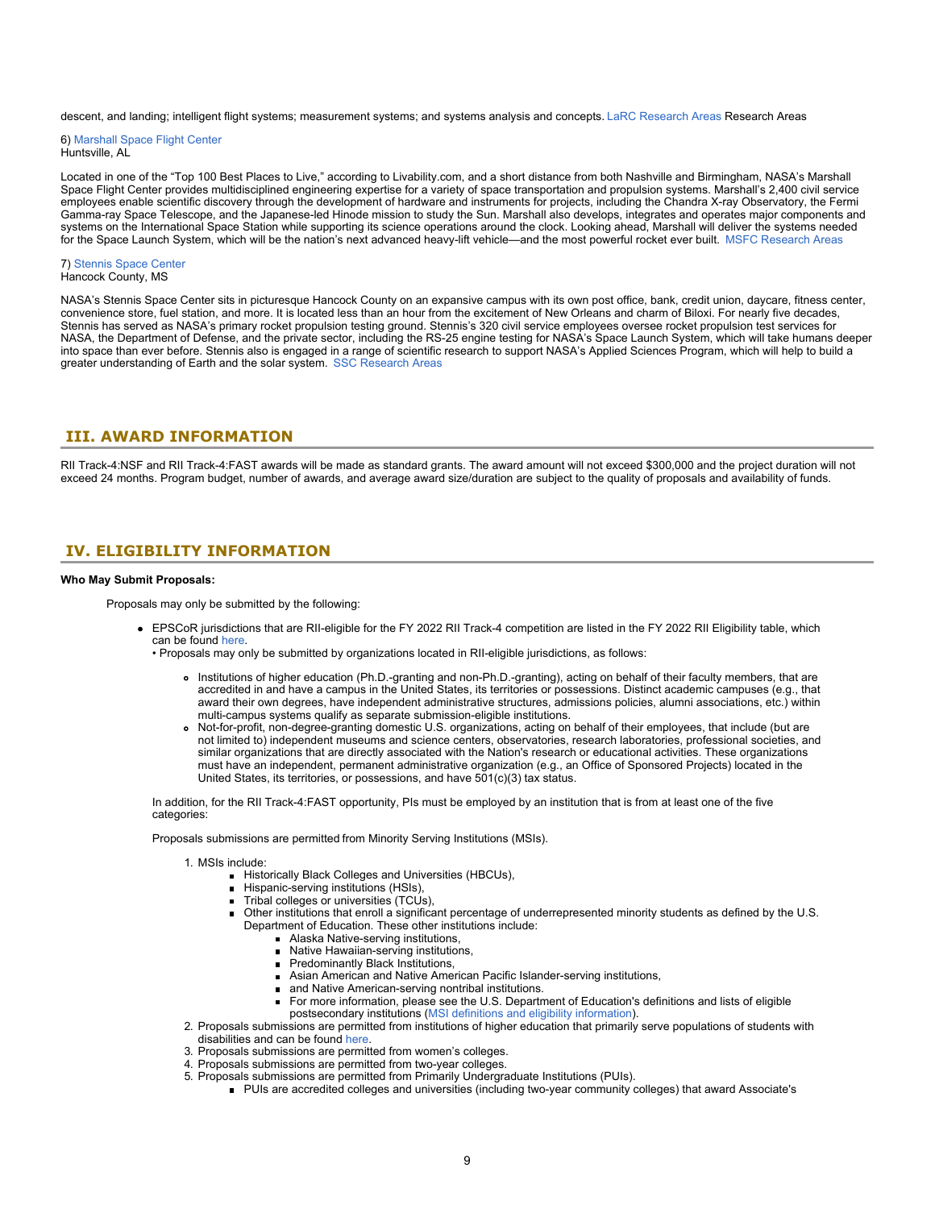descent, and landing; intelligent flight systems; measurement systems; and systems analysis and concepts. LaRC Research Areas Research Areas

6) Marshall Space Flight Center
Huntsville, AL

Located in one of the “Top 100 Best Places to Live,” according to Livability.com, and a short distance from both Nashville and Birmingham, NASA’s Marshall Space Flight Center provides multidisciplined engineering expertise for a variety of space transportation and propulsion systems. Marshall’s 2,400 civil service employees enable scientific discovery through the development of hardware and instruments for projects, including the Chandra X-ray Observatory, the Fermi Gamma-ray Space Telescope, and the Japanese-led Hinode mission to study the Sun. Marshall also develops, integrates and operates major components and systems on the International Space Station while supporting its science operations around the clock. Looking ahead, Marshall will deliver the systems needed for the Space Launch System, which will be the nation’s next advanced heavy-lift vehicle—and the most powerful rocket ever built. MSFC Research Areas

7) Stennis Space Center
Hancock County, MS

NASA’s Stennis Space Center sits in picturesque Hancock County on an expansive campus with its own post office, bank, credit union, daycare, fitness center, convenience store, fuel station, and more. It is located less than an hour from the excitement of New Orleans and charm of Biloxi. For nearly five decades, Stennis has served as NASA’s primary rocket propulsion testing ground. Stennis’s 320 civil service employees oversee rocket propulsion test services for NASA, the Department of Defense, and the private sector, including the RS-25 engine testing for NASA’s Space Launch System, which will take humans deeper into space than ever before. Stennis also is engaged in a range of scientific research to support NASA’s Applied Sciences Program, which will help to build a greater understanding of Earth and the solar system. SSC Research Areas

## III. AWARD INFORMATION

RII Track-4:NSF and RII Track-4:FAST awards will be made as standard grants. The award amount will not exceed $300,000 and the project duration will not exceed 24 months. Program budget, number of awards, and average award size/duration are subject to the quality of proposals and availability of funds.

## IV. ELIGIBILITY INFORMATION

**Who May Submit Proposals:**

Proposals may only be submitted by the following:

- EPSCoR jurisdictions that are RII-eligible for the FY 2022 RII Track-4 competition are listed in the FY 2022 RII Eligibility table, which can be found here.
  • Proposals may only be submitted by organizations located in RII-eligible jurisdictions, as follows:
  - Institutions of higher education (Ph.D.-granting and non-Ph.D.-granting), acting on behalf of their faculty members, that are accredited in and have a campus in the United States, its territories or possessions. Distinct academic campuses (e.g., that award their own degrees, have independent administrative structures, admissions policies, alumni associations, etc.) within multi-campus systems qualify as separate submission-eligible institutions.
  - Not-for-profit, non-degree-granting domestic U.S. organizations, acting on behalf of their employees, that include (but are not limited to) independent museums and science centers, observatories, research laboratories, professional societies, and similar organizations that are directly associated with the Nation's research or educational activities. These organizations must have an independent, permanent administrative organization (e.g., an Office of Sponsored Projects) located in the United States, its territories, or possessions, and have 501(c)(3) tax status.

  In addition, for the RII Track-4:FAST opportunity, PIs must be employed by an institution that is from at least one of the five categories:

  Proposals submissions are permitted from Minority Serving Institutions (MSIs).

  1. MSIs include:
     - Historically Black Colleges and Universities (HBCUs),
     - Hispanic-serving institutions (HSIs),
     - Tribal colleges or universities (TCUs),
     - Other institutions that enroll a significant percentage of underrepresented minority students as defined by the U.S. Department of Education. These other institutions include:
       - Alaska Native-serving institutions,
       - Native Hawaiian-serving institutions,
       - Predominantly Black Institutions,
       - Asian American and Native American Pacific Islander-serving institutions,
       - and Native American-serving nontribal institutions.
       - For more information, please see the U.S. Department of Education's definitions and lists of eligible postsecondary institutions (MSI definitions and eligibility information).
  2. Proposals submissions are permitted from institutions of higher education that primarily serve populations of students with disabilities and can be found here.
  3. Proposals submissions are permitted from women’s colleges.
  4. Proposals submissions are permitted from two-year colleges.
  5. Proposals submissions are permitted from Primarily Undergraduate Institutions (PUIs).
     - PUIs are accredited colleges and universities (including two-year community colleges) that award Associate's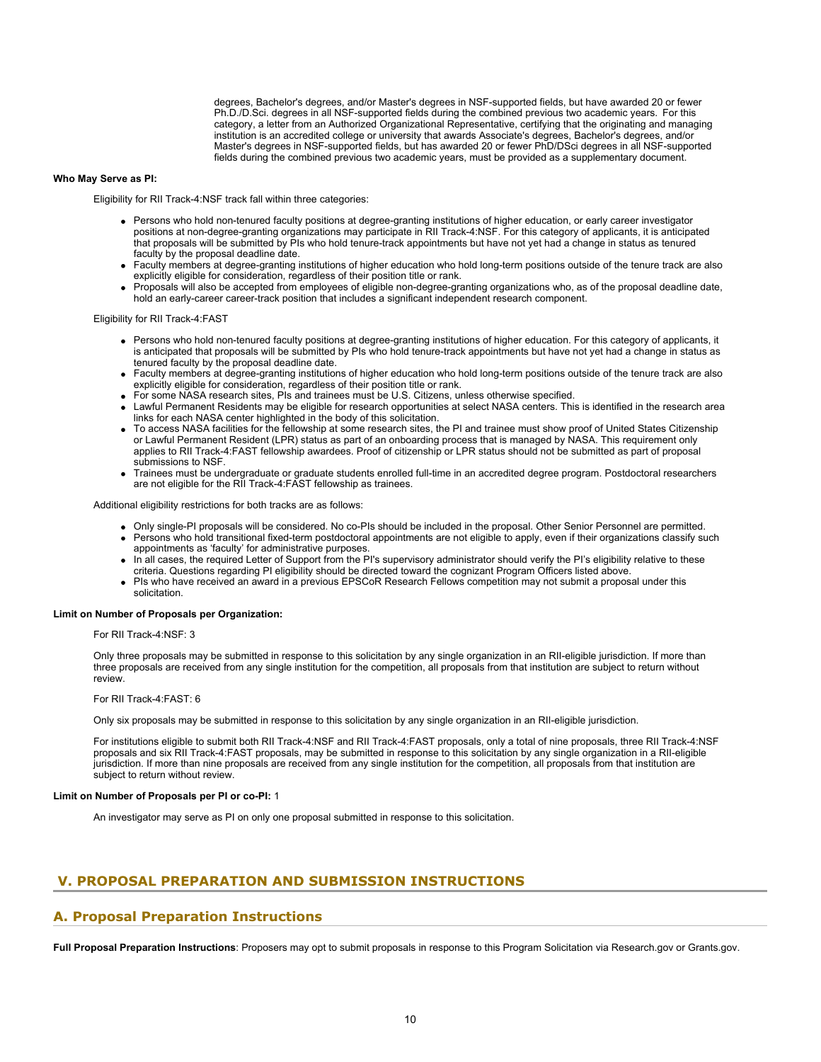degrees, Bachelor's degrees, and/or Master's degrees in NSF-supported fields, but have awarded 20 or fewer Ph.D./D.Sci. degrees in all NSF-supported fields during the combined previous two academic years. For this category, a letter from an Authorized Organizational Representative, certifying that the originating and managing institution is an accredited college or university that awards Associate's degrees, Bachelor's degrees, and/or Master's degrees in NSF-supported fields, but has awarded 20 or fewer PhD/DSci degrees in all NSF-supported fields during the combined previous two academic years, must be provided as a supplementary document.

**Who May Serve as PI:**

Eligibility for RII Track-4:NSF track fall within three categories:

- Persons who hold non-tenured faculty positions at degree-granting institutions of higher education, or early career investigator positions at non-degree-granting organizations may participate in RII Track-4:NSF. For this category of applicants, it is anticipated that proposals will be submitted by PIs who hold tenure-track appointments but have not yet had a change in status as tenured faculty by the proposal deadline date.
- Faculty members at degree-granting institutions of higher education who hold long-term positions outside of the tenure track are also explicitly eligible for consideration, regardless of their position title or rank.
- Proposals will also be accepted from employees of eligible non-degree-granting organizations who, as of the proposal deadline date, hold an early-career career-track position that includes a significant independent research component.

Eligibility for RII Track-4:FAST

- Persons who hold non-tenured faculty positions at degree-granting institutions of higher education. For this category of applicants, it is anticipated that proposals will be submitted by PIs who hold tenure-track appointments but have not yet had a change in status as tenured faculty by the proposal deadline date.
- Faculty members at degree-granting institutions of higher education who hold long-term positions outside of the tenure track are also explicitly eligible for consideration, regardless of their position title or rank.
- For some NASA research sites, PIs and trainees must be U.S. Citizens, unless otherwise specified.
- Lawful Permanent Residents may be eligible for research opportunities at select NASA centers. This is identified in the research area links for each NASA center highlighted in the body of this solicitation.
- To access NASA facilities for the fellowship at some research sites, the PI and trainee must show proof of United States Citizenship or Lawful Permanent Resident (LPR) status as part of an onboarding process that is managed by NASA. This requirement only applies to RII Track-4:FAST fellowship awardees. Proof of citizenship or LPR status should not be submitted as part of proposal submissions to NSF.
- Trainees must be undergraduate or graduate students enrolled full-time in an accredited degree program. Postdoctoral researchers are not eligible for the RII Track-4:FAST fellowship as trainees.

Additional eligibility restrictions for both tracks are as follows:

- Only single-PI proposals will be considered. No co-PIs should be included in the proposal. Other Senior Personnel are permitted.
- Persons who hold transitional fixed-term postdoctoral appointments are not eligible to apply, even if their organizations classify such appointments as 'faculty' for administrative purposes.
- In all cases, the required Letter of Support from the PI's supervisory administrator should verify the PI's eligibility relative to these criteria. Questions regarding PI eligibility should be directed toward the cognizant Program Officers listed above.
- PIs who have received an award in a previous EPSCoR Research Fellows competition may not submit a proposal under this solicitation.

**Limit on Number of Proposals per Organization:**

For RII Track-4:NSF: 3

Only three proposals may be submitted in response to this solicitation by any single organization in an RII-eligible jurisdiction. If more than three proposals are received from any single institution for the competition, all proposals from that institution are subject to return without review.

For RII Track-4:FAST: 6

Only six proposals may be submitted in response to this solicitation by any single organization in an RII-eligible jurisdiction.

For institutions eligible to submit both RII Track-4:NSF and RII Track-4:FAST proposals, only a total of nine proposals, three RII Track-4:NSF proposals and six RII Track-4:FAST proposals, may be submitted in response to this solicitation by any single organization in a RII-eligible jurisdiction. If more than nine proposals are received from any single institution for the competition, all proposals from that institution are subject to return without review.

**Limit on Number of Proposals per PI or co-PI:** 1

An investigator may serve as PI on only one proposal submitted in response to this solicitation.

## V. PROPOSAL PREPARATION AND SUBMISSION INSTRUCTIONS

### A. Proposal Preparation Instructions

**Full Proposal Preparation Instructions**: Proposers may opt to submit proposals in response to this Program Solicitation via Research.gov or Grants.gov.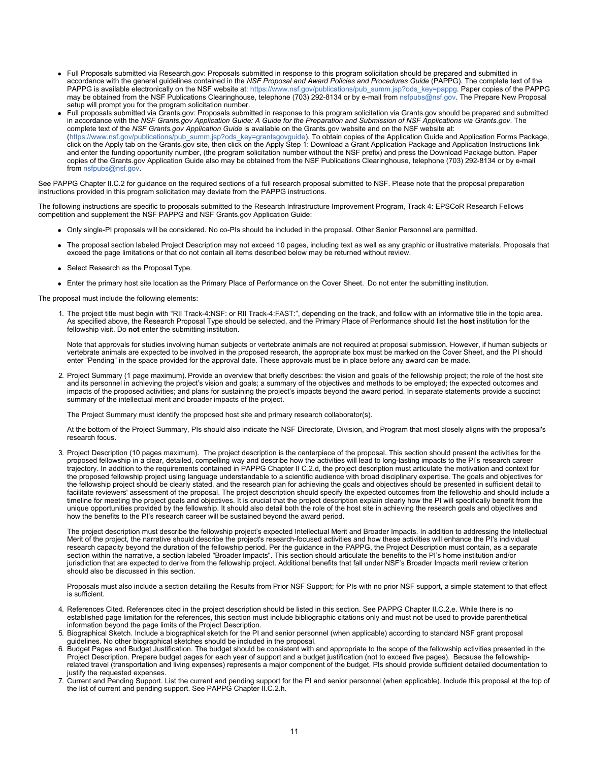- Full Proposals submitted via Research.gov: Proposals submitted in response to this program solicitation should be prepared and submitted in accordance with the general guidelines contained in the *NSF Proposal and Award Policies and Procedures Guide* (PAPPG). The complete text of the PAPPG is available electronically on the NSF website at: https://www.nsf.gov/publications/pub_summ.jsp?ods_key=pappg. Paper copies of the PAPPG may be obtained from the NSF Publications Clearinghouse, telephone (703) 292-8134 or by e-mail from nsfpubs@nsf.gov. The Prepare New Proposal setup will prompt you for the program solicitation number.
- Full proposals submitted via Grants.gov: Proposals submitted in response to this program solicitation via Grants.gov should be prepared and submitted in accordance with the *NSF Grants.gov Application Guide: A Guide for the Preparation and Submission of NSF Applications via Grants.gov*. The complete text of the *NSF Grants.gov Application Guide* is available on the Grants.gov website and on the NSF website at: (https://www.nsf.gov/publications/pub_summ.jsp?ods_key=grantsgovguide). To obtain copies of the Application Guide and Application Forms Package, click on the Apply tab on the Grants.gov site, then click on the Apply Step 1: Download a Grant Application Package and Application Instructions link and enter the funding opportunity number, (the program solicitation number without the NSF prefix) and press the Download Package button. Paper copies of the Grants.gov Application Guide also may be obtained from the NSF Publications Clearinghouse, telephone (703) 292-8134 or by e-mail from nsfpubs@nsf.gov.

See PAPPG Chapter II.C.2 for guidance on the required sections of a full research proposal submitted to NSF. Please note that the proposal preparation instructions provided in this program solicitation may deviate from the PAPPG instructions.

The following instructions are specific to proposals submitted to the Research Infrastructure Improvement Program, Track 4: EPSCoR Research Fellows competition and supplement the NSF PAPPG and NSF Grants.gov Application Guide:

- Only single-PI proposals will be considered. No co-PIs should be included in the proposal. Other Senior Personnel are permitted.
- The proposal section labeled Project Description may not exceed 10 pages, including text as well as any graphic or illustrative materials. Proposals that exceed the page limitations or that do not contain all items described below may be returned without review.
- Select Research as the Proposal Type.
- Enter the primary host site location as the Primary Place of Performance on the Cover Sheet. Do not enter the submitting institution.

The proposal must include the following elements:

1. The project title must begin with "RII Track-4:NSF: or RII Track-4:FAST:", depending on the track, and follow with an informative title in the topic area. As specified above, the Research Proposal Type should be selected, and the Primary Place of Performance should list the **host** institution for the fellowship visit. Do **not** enter the submitting institution.

   Note that approvals for studies involving human subjects or vertebrate animals are not required at proposal submission. However, if human subjects or vertebrate animals are expected to be involved in the proposed research, the appropriate box must be marked on the Cover Sheet, and the PI should enter "Pending" in the space provided for the approval date. These approvals must be in place before any award can be made.

2. Project Summary (1 page maximum). Provide an overview that briefly describes: the vision and goals of the fellowship project; the role of the host site and its personnel in achieving the project's vision and goals; a summary of the objectives and methods to be employed; the expected outcomes and impacts of the proposed activities; and plans for sustaining the project's impacts beyond the award period. In separate statements provide a succinct summary of the intellectual merit and broader impacts of the project.

   The Project Summary must identify the proposed host site and primary research collaborator(s).

   At the bottom of the Project Summary, PIs should also indicate the NSF Directorate, Division, and Program that most closely aligns with the proposal's research focus.

3. Project Description (10 pages maximum). The project description is the centerpiece of the proposal. This section should present the activities for the proposed fellowship in a clear, detailed, compelling way and describe how the activities will lead to long-lasting impacts to the PI's research career trajectory. In addition to the requirements contained in PAPPG Chapter II C.2.d, the project description must articulate the motivation and context for the proposed fellowship project using language understandable to a scientific audience with broad disciplinary expertise. The goals and objectives for the fellowship project should be clearly stated, and the research plan for achieving the goals and objectives should be presented in sufficient detail to facilitate reviewers' assessment of the proposal. The project description should specify the expected outcomes from the fellowship and should include a timeline for meeting the project goals and objectives. It is crucial that the project description explain clearly how the PI will specifically benefit from the unique opportunities provided by the fellowship. It should also detail both the role of the host site in achieving the research goals and objectives and how the benefits to the PI's research career will be sustained beyond the award period.

   The project description must describe the fellowship project's expected Intellectual Merit and Broader Impacts. In addition to addressing the Intellectual Merit of the project, the narrative should describe the project's research-focused activities and how these activities will enhance the PI's individual research capacity beyond the duration of the fellowship period. Per the guidance in the PAPPG, the Project Description must contain, as a separate section within the narrative, a section labeled "Broader Impacts". This section should articulate the benefits to the PI's home institution and/or jurisdiction that are expected to derive from the fellowship project. Additional benefits that fall under NSF's Broader Impacts merit review criterion should also be discussed in this section.

   Proposals must also include a section detailing the Results from Prior NSF Support; for PIs with no prior NSF support, a simple statement to that effect is sufficient.

4. References Cited. References cited in the project description should be listed in this section. See PAPPG Chapter II.C.2.e. While there is no established page limitation for the references, this section must include bibliographic citations only and must not be used to provide parenthetical information beyond the page limits of the Project Description.
5. Biographical Sketch. Include a biographical sketch for the PI and senior personnel (when applicable) according to standard NSF grant proposal guidelines. No other biographical sketches should be included in the proposal.
6. Budget Pages and Budget Justification. The budget should be consistent with and appropriate to the scope of the fellowship activities presented in the Project Description. Prepare budget pages for each year of support and a budget justification (not to exceed five pages). Because the fellowship-related travel (transportation and living expenses) represents a major component of the budget, PIs should provide sufficient detailed documentation to justify the requested expenses.
7. Current and Pending Support. List the current and pending support for the PI and senior personnel (when applicable). Include this proposal at the top of the list of current and pending support. See PAPPG Chapter II.C.2.h.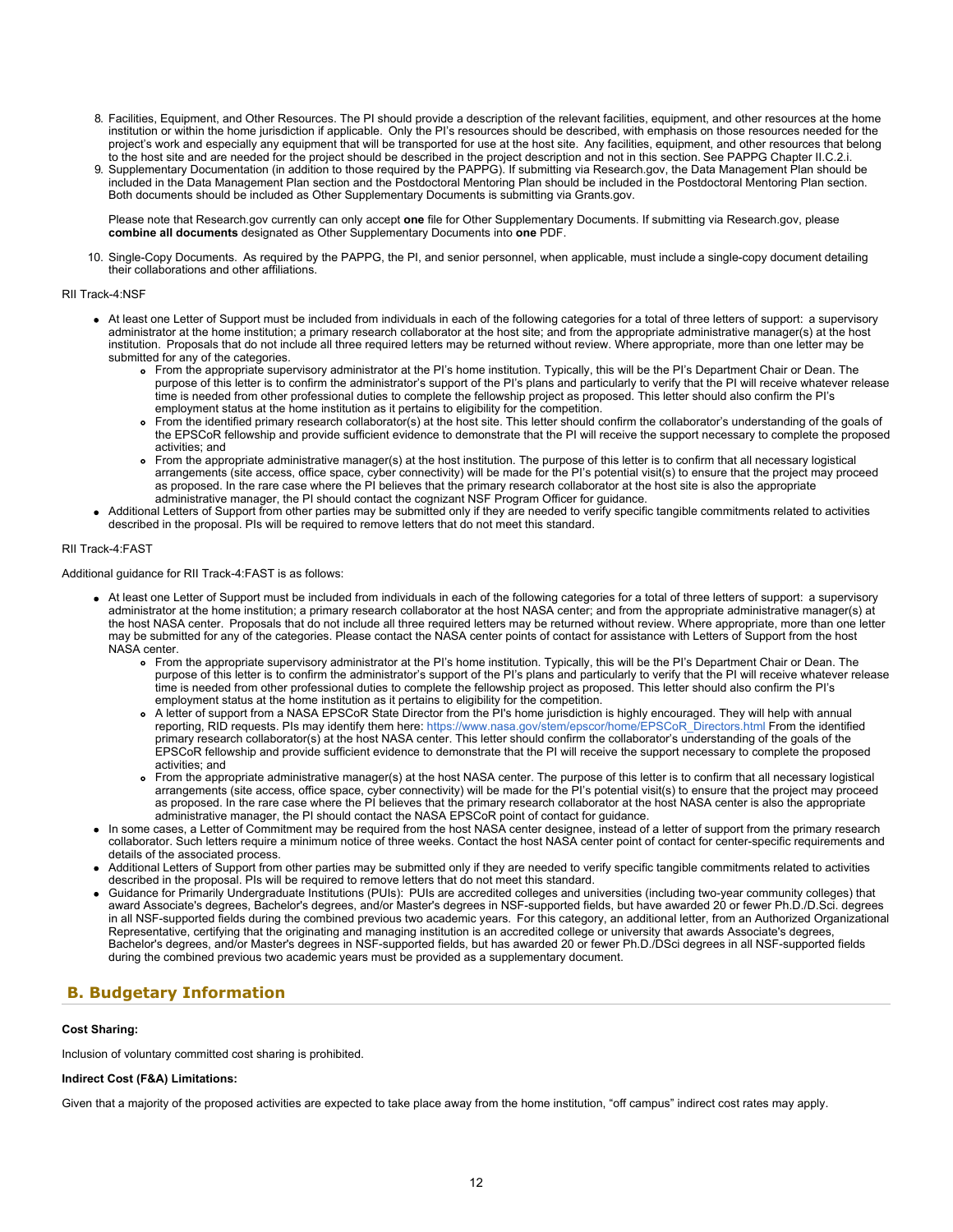8. Facilities, Equipment, and Other Resources. The PI should provide a description of the relevant facilities, equipment, and other resources at the home institution or within the home jurisdiction if applicable. Only the PI's resources should be described, with emphasis on those resources needed for the project's work and especially any equipment that will be transported for use at the host site. Any facilities, equipment, and other resources that belong to the host site and are needed for the project should be described in the project description and not in this section. See PAPPG Chapter II.C.2.i.
9. Supplementary Documentation (in addition to those required by the PAPPG). If submitting via Research.gov, the Data Management Plan should be included in the Data Management Plan section and the Postdoctoral Mentoring Plan should be included in the Postdoctoral Mentoring Plan section. Both documents should be included as Other Supplementary Documents is submitting via Grants.gov.

   Please note that Research.gov currently can only accept **one** file for Other Supplementary Documents. If submitting via Research.gov, please **combine all documents** designated as Other Supplementary Documents into **one** PDF.

10. Single-Copy Documents. As required by the PAPPG, the PI, and senior personnel, when applicable, must include a single-copy document detailing their collaborations and other affiliations.

RII Track-4:NSF

- At least one Letter of Support must be included from individuals in each of the following categories for a total of three letters of support: a supervisory administrator at the home institution; a primary research collaborator at the host site; and from the appropriate administrative manager(s) at the host institution. Proposals that do not include all three required letters may be returned without review. Where appropriate, more than one letter may be submitted for any of the categories.
  - From the appropriate supervisory administrator at the PI's home institution. Typically, this will be the PI's Department Chair or Dean. The purpose of this letter is to confirm the administrator's support of the PI's plans and particularly to verify that the PI will receive whatever release time is needed from other professional duties to complete the fellowship project as proposed. This letter should also confirm the PI's employment status at the home institution as it pertains to eligibility for the competition.
  - From the identified primary research collaborator(s) at the host site. This letter should confirm the collaborator's understanding of the goals of the EPSCoR fellowship and provide sufficient evidence to demonstrate that the PI will receive the support necessary to complete the proposed activities; and
  - From the appropriate administrative manager(s) at the host institution. The purpose of this letter is to confirm that all necessary logistical arrangements (site access, office space, cyber connectivity) will be made for the PI's potential visit(s) to ensure that the project may proceed as proposed. In the rare case where the PI believes that the primary research collaborator at the host site is also the appropriate administrative manager, the PI should contact the cognizant NSF Program Officer for guidance.
- Additional Letters of Support from other parties may be submitted only if they are needed to verify specific tangible commitments related to activities described in the proposal. PIs will be required to remove letters that do not meet this standard.

RII Track-4:FAST

Additional guidance for RII Track-4:FAST is as follows:

- At least one Letter of Support must be included from individuals in each of the following categories for a total of three letters of support: a supervisory administrator at the home institution; a primary research collaborator at the host NASA center; and from the appropriate administrative manager(s) at the host NASA center. Proposals that do not include all three required letters may be returned without review. Where appropriate, more than one letter may be submitted for any of the categories. Please contact the NASA center points of contact for assistance with Letters of Support from the host NASA center.
  - From the appropriate supervisory administrator at the PI's home institution. Typically, this will be the PI's Department Chair or Dean. The purpose of this letter is to confirm the administrator's support of the PI's plans and particularly to verify that the PI will receive whatever release time is needed from other professional duties to complete the fellowship project as proposed. This letter should also confirm the PI's employment status at the home institution as it pertains to eligibility for the competition.
  - A letter of support from a NASA EPSCoR State Director from the PI's home jurisdiction is highly encouraged. They will help with annual reporting, RID requests. PIs may identify them here: https://www.nasa.gov/stem/epscor/home/EPSCoR_Directors.html From the identified primary research collaborator(s) at the host NASA center. This letter should confirm the collaborator's understanding of the goals of the EPSCoR fellowship and provide sufficient evidence to demonstrate that the PI will receive the support necessary to complete the proposed activities; and
  - From the appropriate administrative manager(s) at the host NASA center. The purpose of this letter is to confirm that all necessary logistical arrangements (site access, office space, cyber connectivity) will be made for the PI's potential visit(s) to ensure that the project may proceed as proposed. In the rare case where the PI believes that the primary research collaborator at the host NASA center is also the appropriate administrative manager, the PI should contact the NASA EPSCoR point of contact for guidance.
- In some cases, a Letter of Commitment may be required from the host NASA center designee, instead of a letter of support from the primary research collaborator. Such letters require a minimum notice of three weeks. Contact the host NASA center point of contact for center-specific requirements and details of the associated process.
- Additional Letters of Support from other parties may be submitted only if they are needed to verify specific tangible commitments related to activities described in the proposal. PIs will be required to remove letters that do not meet this standard.
- Guidance for Primarily Undergraduate Institutions (PUIs): PUIs are accredited colleges and universities (including two-year community colleges) that award Associate's degrees, Bachelor's degrees, and/or Master's degrees in NSF-supported fields, but have awarded 20 or fewer Ph.D./D.Sci. degrees in all NSF-supported fields during the combined previous two academic years. For this category, an additional letter, from an Authorized Organizational Representative, certifying that the originating and managing institution is an accredited college or university that awards Associate's degrees, Bachelor's degrees, and/or Master's degrees in NSF-supported fields, but has awarded 20 or fewer Ph.D./DSci degrees in all NSF-supported fields during the combined previous two academic years must be provided as a supplementary document.

## B. Budgetary Information

**Cost Sharing:**

Inclusion of voluntary committed cost sharing is prohibited.

**Indirect Cost (F&A) Limitations:**

Given that a majority of the proposed activities are expected to take place away from the home institution, "off campus" indirect cost rates may apply.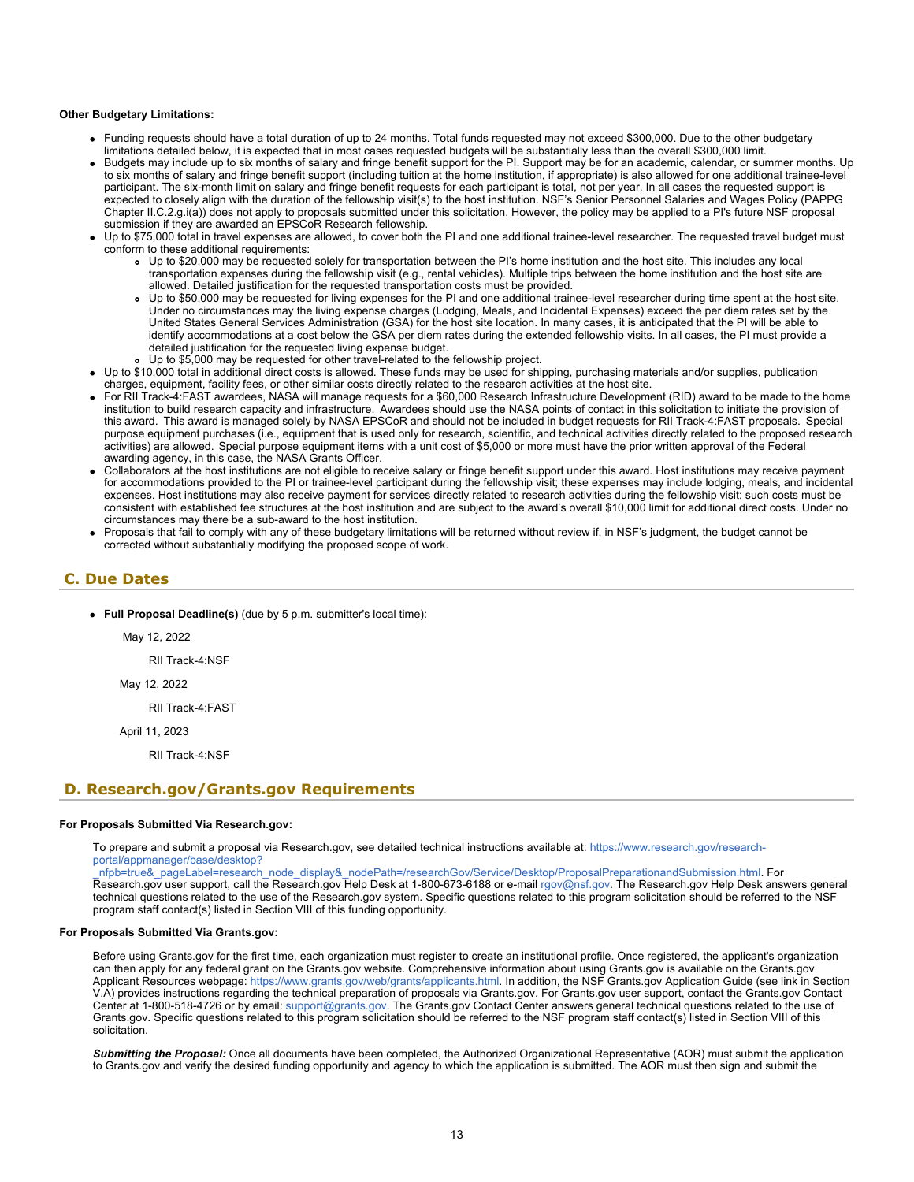**Other Budgetary Limitations:**

- Funding requests should have a total duration of up to 24 months. Total funds requested may not exceed $300,000. Due to the other budgetary limitations detailed below, it is expected that in most cases requested budgets will be substantially less than the overall $300,000 limit.
- Budgets may include up to six months of salary and fringe benefit support for the PI. Support may be for an academic, calendar, or summer months. Up to six months of salary and fringe benefit support (including tuition at the home institution, if appropriate) is also allowed for one additional trainee-level participant. The six-month limit on salary and fringe benefit requests for each participant is total, not per year. In all cases the requested support is expected to closely align with the duration of the fellowship visit(s) to the host institution. NSF's Senior Personnel Salaries and Wages Policy (PAPPG Chapter II.C.2.g.i(a)) does not apply to proposals submitted under this solicitation. However, the policy may be applied to a PI's future NSF proposal submission if they are awarded an EPSCoR Research fellowship.
- Up to $75,000 total in travel expenses are allowed, to cover both the PI and one additional trainee-level researcher. The requested travel budget must conform to these additional requirements:
  - Up to $20,000 may be requested solely for transportation between the PI's home institution and the host site. This includes any local transportation expenses during the fellowship visit (e.g., rental vehicles). Multiple trips between the home institution and the host site are allowed. Detailed justification for the requested transportation costs must be provided.
  - Up to $50,000 may be requested for living expenses for the PI and one additional trainee-level researcher during time spent at the host site. Under no circumstances may the living expense charges (Lodging, Meals, and Incidental Expenses) exceed the per diem rates set by the United States General Services Administration (GSA) for the host site location. In many cases, it is anticipated that the PI will be able to identify accommodations at a cost below the GSA per diem rates during the extended fellowship visits. In all cases, the PI must provide a detailed justification for the requested living expense budget.
  - Up to $5,000 may be requested for other travel-related to the fellowship project.
- Up to $10,000 total in additional direct costs is allowed. These funds may be used for shipping, purchasing materials and/or supplies, publication charges, equipment, facility fees, or other similar costs directly related to the research activities at the host site.
- For RII Track-4:FAST awardees, NASA will manage requests for a $60,000 Research Infrastructure Development (RID) award to be made to the home institution to build research capacity and infrastructure. Awardees should use the NASA points of contact in this solicitation to initiate the provision of this award. This award is managed solely by NASA EPSCoR and should not be included in budget requests for RII Track-4:FAST proposals. Special purpose equipment purchases (i.e., equipment that is used only for research, scientific, and technical activities directly related to the proposed research activities) are allowed. Special purpose equipment items with a unit cost of $5,000 or more must have the prior written approval of the Federal awarding agency, in this case, the NASA Grants Officer.
- Collaborators at the host institutions are not eligible to receive salary or fringe benefit support under this award. Host institutions may receive payment for accommodations provided to the PI or trainee-level participant during the fellowship visit; these expenses may include lodging, meals, and incidental expenses. Host institutions may also receive payment for services directly related to research activities during the fellowship visit; such costs must be consistent with established fee structures at the host institution and are subject to the award's overall $10,000 limit for additional direct costs. Under no circumstances may there be a sub-award to the host institution.
- Proposals that fail to comply with any of these budgetary limitations will be returned without review if, in NSF's judgment, the budget cannot be corrected without substantially modifying the proposed scope of work.

## C. Due Dates

- **Full Proposal Deadline(s)** (due by 5 p.m. submitter's local time):

  May 12, 2022

  RII Track-4:NSF

  May 12, 2022

  RII Track-4:FAST

  April 11, 2023

  RII Track-4:NSF

## D. Research.gov/Grants.gov Requirements

**For Proposals Submitted Via Research.gov:**

To prepare and submit a proposal via Research.gov, see detailed technical instructions available at: https://www.research.gov/research-portal/appmanager/base/desktop?_nfpb=true&_pageLabel=research_node_display&_nodePath=/researchGov/Service/Desktop/ProposalPreparationandSubmission.html. For Research.gov user support, call the Research.gov Help Desk at 1-800-673-6188 or e-mail rgov@nsf.gov. The Research.gov Help Desk answers general technical questions related to the use of the Research.gov system. Specific questions related to this program solicitation should be referred to the NSF program staff contact(s) listed in Section VIII of this funding opportunity.

**For Proposals Submitted Via Grants.gov:**

Before using Grants.gov for the first time, each organization must register to create an institutional profile. Once registered, the applicant's organization can then apply for any federal grant on the Grants.gov website. Comprehensive information about using Grants.gov is available on the Grants.gov Applicant Resources webpage: https://www.grants.gov/web/grants/applicants.html. In addition, the NSF Grants.gov Application Guide (see link in Section V.A) provides instructions regarding the technical preparation of proposals via Grants.gov. For Grants.gov user support, contact the Grants.gov Contact Center at 1-800-518-4726 or by email: support@grants.gov. The Grants.gov Contact Center answers general technical questions related to the use of Grants.gov. Specific questions related to this program solicitation should be referred to the NSF program staff contact(s) listed in Section VIII of this solicitation.

***Submitting the Proposal:*** Once all documents have been completed, the Authorized Organizational Representative (AOR) must submit the application to Grants.gov and verify the desired funding opportunity and agency to which the application is submitted. The AOR must then sign and submit the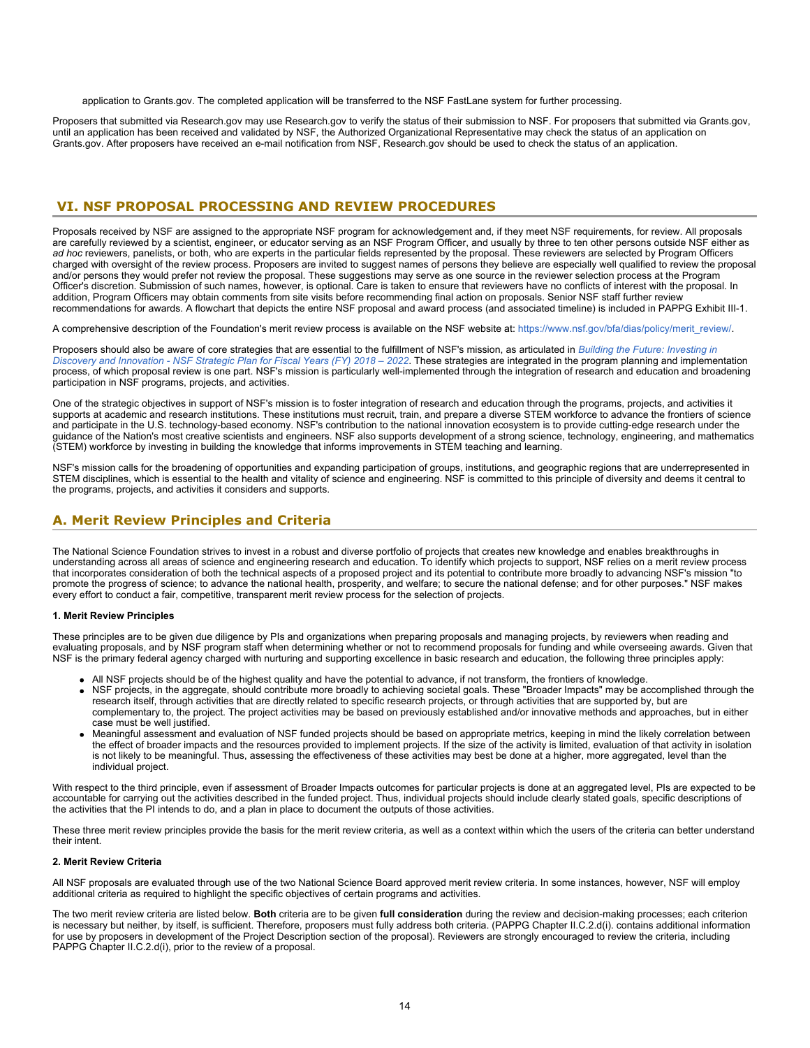application to Grants.gov. The completed application will be transferred to the NSF FastLane system for further processing.

Proposers that submitted via Research.gov may use Research.gov to verify the status of their submission to NSF. For proposers that submitted via Grants.gov, until an application has been received and validated by NSF, the Authorized Organizational Representative may check the status of an application on Grants.gov. After proposers have received an e-mail notification from NSF, Research.gov should be used to check the status of an application.

## VI. NSF PROPOSAL PROCESSING AND REVIEW PROCEDURES

Proposals received by NSF are assigned to the appropriate NSF program for acknowledgement and, if they meet NSF requirements, for review. All proposals are carefully reviewed by a scientist, engineer, or educator serving as an NSF Program Officer, and usually by three to ten other persons outside NSF either as *ad hoc* reviewers, panelists, or both, who are experts in the particular fields represented by the proposal. These reviewers are selected by Program Officers charged with oversight of the review process. Proposers are invited to suggest names of persons they believe are especially well qualified to review the proposal and/or persons they would prefer not review the proposal. These suggestions may serve as one source in the reviewer selection process at the Program Officer's discretion. Submission of such names, however, is optional. Care is taken to ensure that reviewers have no conflicts of interest with the proposal. In addition, Program Officers may obtain comments from site visits before recommending final action on proposals. Senior NSF staff further review recommendations for awards. A flowchart that depicts the entire NSF proposal and award process (and associated timeline) is included in PAPPG Exhibit III-1.

A comprehensive description of the Foundation's merit review process is available on the NSF website at: https://www.nsf.gov/bfa/dias/policy/merit_review/.

Proposers should also be aware of core strategies that are essential to the fulfillment of NSF's mission, as articulated in *Building the Future: Investing in Discovery and Innovation - NSF Strategic Plan for Fiscal Years (FY) 2018 – 2022*. These strategies are integrated in the program planning and implementation process, of which proposal review is one part. NSF's mission is particularly well-implemented through the integration of research and education and broadening participation in NSF programs, projects, and activities.

One of the strategic objectives in support of NSF's mission is to foster integration of research and education through the programs, projects, and activities it supports at academic and research institutions. These institutions must recruit, train, and prepare a diverse STEM workforce to advance the frontiers of science and participate in the U.S. technology-based economy. NSF's contribution to the national innovation ecosystem is to provide cutting-edge research under the guidance of the Nation's most creative scientists and engineers. NSF also supports development of a strong science, technology, engineering, and mathematics (STEM) workforce by investing in building the knowledge that informs improvements in STEM teaching and learning.

NSF's mission calls for the broadening of opportunities and expanding participation of groups, institutions, and geographic regions that are underrepresented in STEM disciplines, which is essential to the health and vitality of science and engineering. NSF is committed to this principle of diversity and deems it central to the programs, projects, and activities it considers and supports.

### A. Merit Review Principles and Criteria

The National Science Foundation strives to invest in a robust and diverse portfolio of projects that creates new knowledge and enables breakthroughs in understanding across all areas of science and engineering research and education. To identify which projects to support, NSF relies on a merit review process that incorporates consideration of both the technical aspects of a proposed project and its potential to contribute more broadly to advancing NSF's mission "to promote the progress of science; to advance the national health, prosperity, and welfare; to secure the national defense; and for other purposes." NSF makes every effort to conduct a fair, competitive, transparent merit review process for the selection of projects.

**1. Merit Review Principles**

These principles are to be given due diligence by PIs and organizations when preparing proposals and managing projects, by reviewers when reading and evaluating proposals, and by NSF program staff when determining whether or not to recommend proposals for funding and while overseeing awards. Given that NSF is the primary federal agency charged with nurturing and supporting excellence in basic research and education, the following three principles apply:

- All NSF projects should be of the highest quality and have the potential to advance, if not transform, the frontiers of knowledge.
- NSF projects, in the aggregate, should contribute more broadly to achieving societal goals. These "Broader Impacts" may be accomplished through the research itself, through activities that are directly related to specific research projects, or through activities that are supported by, but are complementary to, the project. The project activities may be based on previously established and/or innovative methods and approaches, but in either case must be well justified.
- Meaningful assessment and evaluation of NSF funded projects should be based on appropriate metrics, keeping in mind the likely correlation between the effect of broader impacts and the resources provided to implement projects. If the size of the activity is limited, evaluation of that activity in isolation is not likely to be meaningful. Thus, assessing the effectiveness of these activities may best be done at a higher, more aggregated, level than the individual project.

With respect to the third principle, even if assessment of Broader Impacts outcomes for particular projects is done at an aggregated level, PIs are expected to be accountable for carrying out the activities described in the funded project. Thus, individual projects should include clearly stated goals, specific descriptions of the activities that the PI intends to do, and a plan in place to document the outputs of those activities.

These three merit review principles provide the basis for the merit review criteria, as well as a context within which the users of the criteria can better understand their intent.

**2. Merit Review Criteria**

All NSF proposals are evaluated through use of the two National Science Board approved merit review criteria. In some instances, however, NSF will employ additional criteria as required to highlight the specific objectives of certain programs and activities.

The two merit review criteria are listed below. **Both** criteria are to be given **full consideration** during the review and decision-making processes; each criterion is necessary but neither, by itself, is sufficient. Therefore, proposers must fully address both criteria. (PAPPG Chapter II.C.2.d(i). contains additional information for use by proposers in development of the Project Description section of the proposal). Reviewers are strongly encouraged to review the criteria, including PAPPG Chapter II.C.2.d(i), prior to the review of a proposal.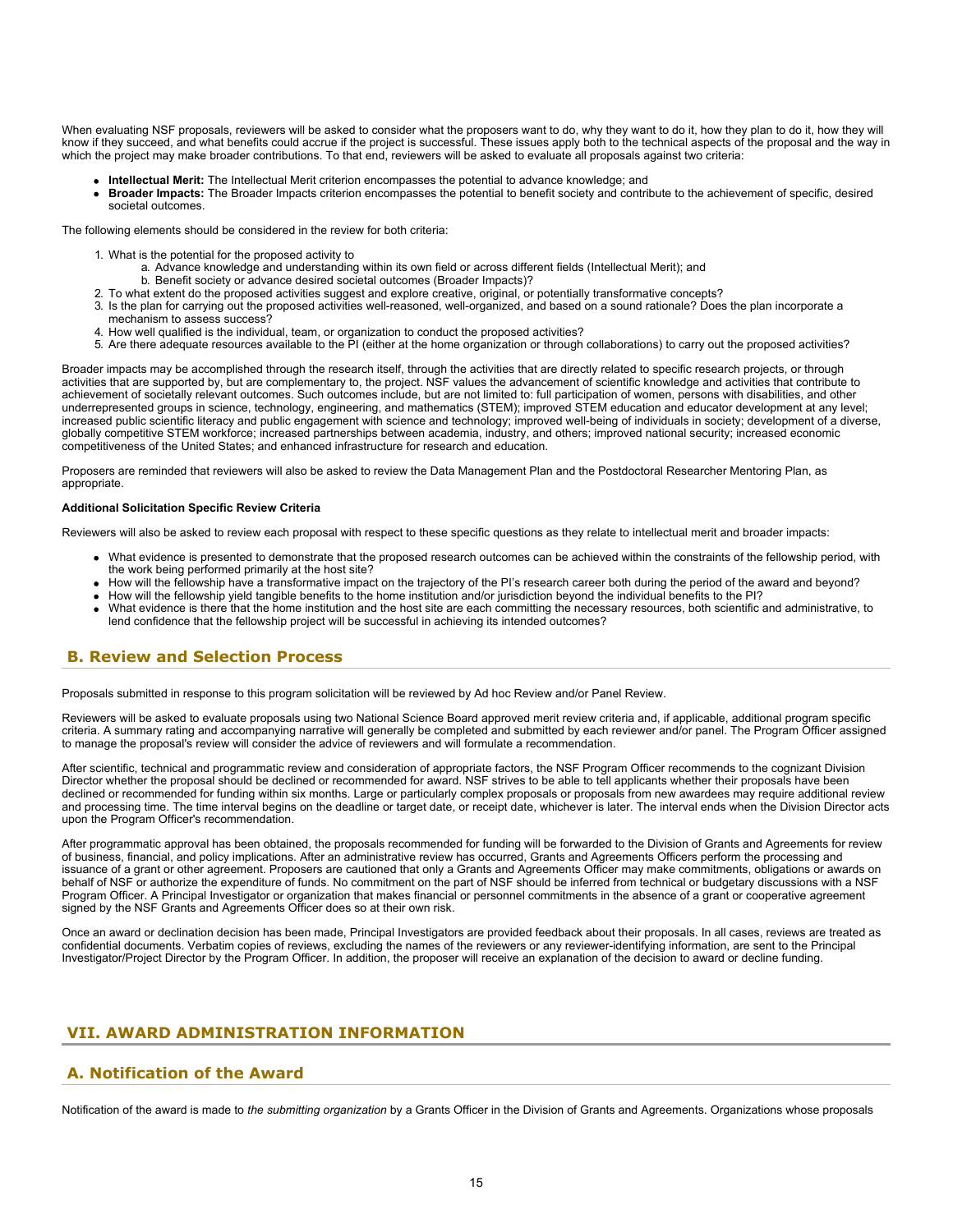When evaluating NSF proposals, reviewers will be asked to consider what the proposers want to do, why they want to do it, how they plan to do it, how they will know if they succeed, and what benefits could accrue if the project is successful. These issues apply both to the technical aspects of the proposal and the way in which the project may make broader contributions. To that end, reviewers will be asked to evaluate all proposals against two criteria:

- **Intellectual Merit:** The Intellectual Merit criterion encompasses the potential to advance knowledge; and
- **Broader Impacts:** The Broader Impacts criterion encompasses the potential to benefit society and contribute to the achievement of specific, desired societal outcomes.

The following elements should be considered in the review for both criteria:

1. What is the potential for the proposed activity to
   a. Advance knowledge and understanding within its own field or across different fields (Intellectual Merit); and
   b. Benefit society or advance desired societal outcomes (Broader Impacts)?
2. To what extent do the proposed activities suggest and explore creative, original, or potentially transformative concepts?
3. Is the plan for carrying out the proposed activities well-reasoned, well-organized, and based on a sound rationale? Does the plan incorporate a mechanism to assess success?
4. How well qualified is the individual, team, or organization to conduct the proposed activities?
5. Are there adequate resources available to the PI (either at the home organization or through collaborations) to carry out the proposed activities?

Broader impacts may be accomplished through the research itself, through the activities that are directly related to specific research projects, or through activities that are supported by, but are complementary to, the project. NSF values the advancement of scientific knowledge and activities that contribute to achievement of societally relevant outcomes. Such outcomes include, but are not limited to: full participation of women, persons with disabilities, and other underrepresented groups in science, technology, engineering, and mathematics (STEM); improved STEM education and educator development at any level; increased public scientific literacy and public engagement with science and technology; improved well-being of individuals in society; development of a diverse, globally competitive STEM workforce; increased partnerships between academia, industry, and others; improved national security; increased economic competitiveness of the United States; and enhanced infrastructure for research and education.

Proposers are reminded that reviewers will also be asked to review the Data Management Plan and the Postdoctoral Researcher Mentoring Plan, as appropriate.

**Additional Solicitation Specific Review Criteria**

Reviewers will also be asked to review each proposal with respect to these specific questions as they relate to intellectual merit and broader impacts:

- What evidence is presented to demonstrate that the proposed research outcomes can be achieved within the constraints of the fellowship period, with the work being performed primarily at the host site?
- How will the fellowship have a transformative impact on the trajectory of the PI's research career both during the period of the award and beyond?
- How will the fellowship yield tangible benefits to the home institution and/or jurisdiction beyond the individual benefits to the PI?
- What evidence is there that the home institution and the host site are each committing the necessary resources, both scientific and administrative, to lend confidence that the fellowship project will be successful in achieving its intended outcomes?

## B. Review and Selection Process

Proposals submitted in response to this program solicitation will be reviewed by Ad hoc Review and/or Panel Review.

Reviewers will be asked to evaluate proposals using two National Science Board approved merit review criteria and, if applicable, additional program specific criteria. A summary rating and accompanying narrative will generally be completed and submitted by each reviewer and/or panel. The Program Officer assigned to manage the proposal's review will consider the advice of reviewers and will formulate a recommendation.

After scientific, technical and programmatic review and consideration of appropriate factors, the NSF Program Officer recommends to the cognizant Division Director whether the proposal should be declined or recommended for award. NSF strives to be able to tell applicants whether their proposals have been declined or recommended for funding within six months. Large or particularly complex proposals or proposals from new awardees may require additional review and processing time. The time interval begins on the deadline or target date, or receipt date, whichever is later. The interval ends when the Division Director acts upon the Program Officer's recommendation.

After programmatic approval has been obtained, the proposals recommended for funding will be forwarded to the Division of Grants and Agreements for review of business, financial, and policy implications. After an administrative review has occurred, Grants and Agreements Officers perform the processing and issuance of a grant or other agreement. Proposers are cautioned that only a Grants and Agreements Officer may make commitments, obligations or awards on behalf of NSF or authorize the expenditure of funds. No commitment on the part of NSF should be inferred from technical or budgetary discussions with a NSF Program Officer. A Principal Investigator or organization that makes financial or personnel commitments in the absence of a grant or cooperative agreement signed by the NSF Grants and Agreements Officer does so at their own risk.

Once an award or declination decision has been made, Principal Investigators are provided feedback about their proposals. In all cases, reviews are treated as confidential documents. Verbatim copies of reviews, excluding the names of the reviewers or any reviewer-identifying information, are sent to the Principal Investigator/Project Director by the Program Officer. In addition, the proposer will receive an explanation of the decision to award or decline funding.

# VII. AWARD ADMINISTRATION INFORMATION

## A. Notification of the Award

Notification of the award is made to *the submitting organization* by a Grants Officer in the Division of Grants and Agreements. Organizations whose proposals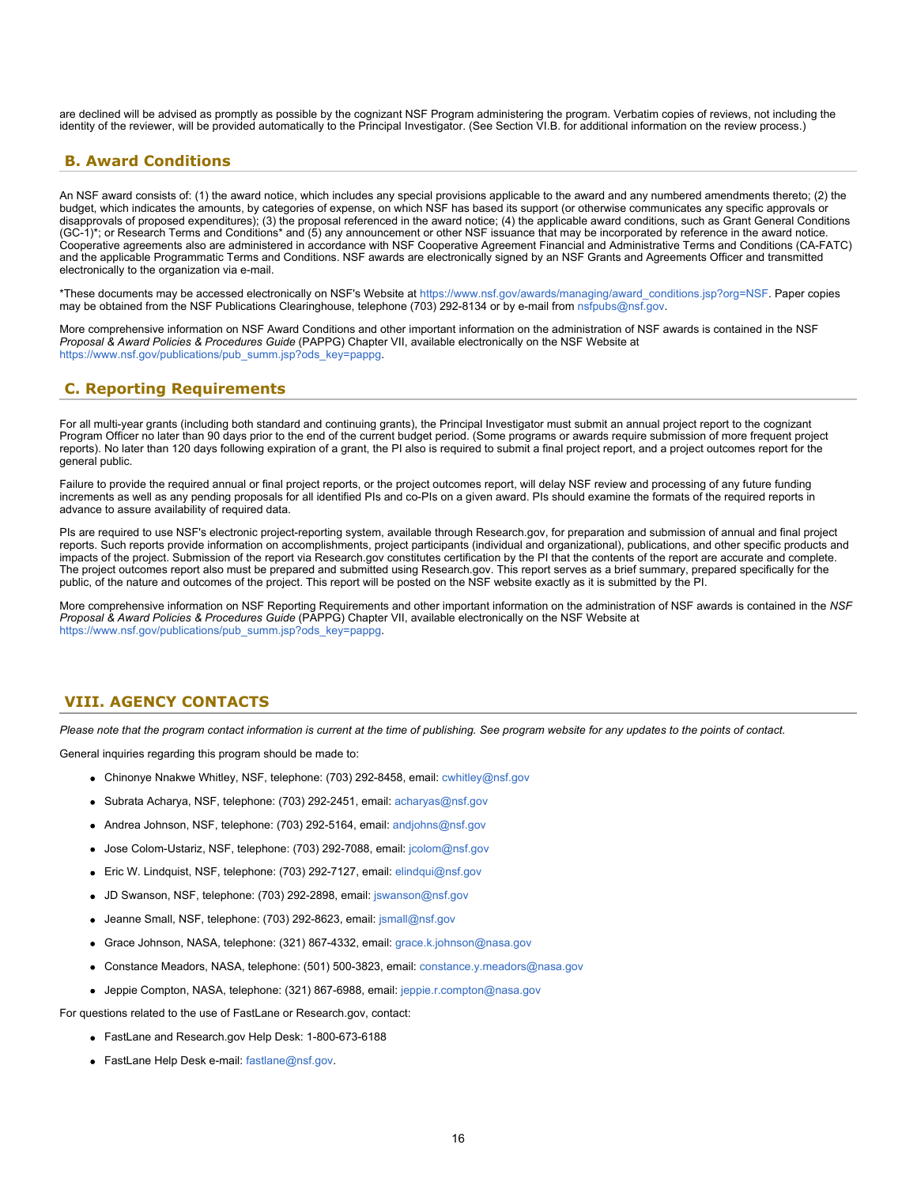are declined will be advised as promptly as possible by the cognizant NSF Program administering the program. Verbatim copies of reviews, not including the identity of the reviewer, will be provided automatically to the Principal Investigator. (See Section VI.B. for additional information on the review process.)

## B. Award Conditions

An NSF award consists of: (1) the award notice, which includes any special provisions applicable to the award and any numbered amendments thereto; (2) the budget, which indicates the amounts, by categories of expense, on which NSF has based its support (or otherwise communicates any specific approvals or disapprovals of proposed expenditures); (3) the proposal referenced in the award notice; (4) the applicable award conditions, such as Grant General Conditions (GC-1)*; or Research Terms and Conditions* and (5) any announcement or other NSF issuance that may be incorporated by reference in the award notice. Cooperative agreements also are administered in accordance with NSF Cooperative Agreement Financial and Administrative Terms and Conditions (CA-FATC) and the applicable Programmatic Terms and Conditions. NSF awards are electronically signed by an NSF Grants and Agreements Officer and transmitted electronically to the organization via e-mail.

*These documents may be accessed electronically on NSF's Website at https://www.nsf.gov/awards/managing/award_conditions.jsp?org=NSF. Paper copies may be obtained from the NSF Publications Clearinghouse, telephone (703) 292-8134 or by e-mail from nsfpubs@nsf.gov.

More comprehensive information on NSF Award Conditions and other important information on the administration of NSF awards is contained in the NSF *Proposal & Award Policies & Procedures Guide* (PAPPG) Chapter VII, available electronically on the NSF Website at https://www.nsf.gov/publications/pub_summ.jsp?ods_key=pappg.

## C. Reporting Requirements

For all multi-year grants (including both standard and continuing grants), the Principal Investigator must submit an annual project report to the cognizant Program Officer no later than 90 days prior to the end of the current budget period. (Some programs or awards require submission of more frequent project reports). No later than 120 days following expiration of a grant, the PI also is required to submit a final project report, and a project outcomes report for the general public.

Failure to provide the required annual or final project reports, or the project outcomes report, will delay NSF review and processing of any future funding increments as well as any pending proposals for all identified PIs and co-PIs on a given award. PIs should examine the formats of the required reports in advance to assure availability of required data.

PIs are required to use NSF's electronic project-reporting system, available through Research.gov, for preparation and submission of annual and final project reports. Such reports provide information on accomplishments, project participants (individual and organizational), publications, and other specific products and impacts of the project. Submission of the report via Research.gov constitutes certification by the PI that the contents of the report are accurate and complete. The project outcomes report also must be prepared and submitted using Research.gov. This report serves as a brief summary, prepared specifically for the public, of the nature and outcomes of the project. This report will be posted on the NSF website exactly as it is submitted by the PI.

More comprehensive information on NSF Reporting Requirements and other important information on the administration of NSF awards is contained in the *NSF Proposal & Award Policies & Procedures Guide* (PAPPG) Chapter VII, available electronically on the NSF Website at https://www.nsf.gov/publications/pub_summ.jsp?ods_key=pappg.

# VIII. AGENCY CONTACTS

*Please note that the program contact information is current at the time of publishing. See program website for any updates to the points of contact.*

General inquiries regarding this program should be made to:

- Chinonye Nnakwe Whitley, NSF, telephone: (703) 292-8458, email: cwhitley@nsf.gov
- Subrata Acharya, NSF, telephone: (703) 292-2451, email: acharyas@nsf.gov
- Andrea Johnson, NSF, telephone: (703) 292-5164, email: andjohns@nsf.gov
- Jose Colom-Ustariz, NSF, telephone: (703) 292-7088, email: jcolom@nsf.gov
- Eric W. Lindquist, NSF, telephone: (703) 292-7127, email: elindqui@nsf.gov
- JD Swanson, NSF, telephone: (703) 292-2898, email: jswanson@nsf.gov
- Jeanne Small, NSF, telephone: (703) 292-8623, email: jsmall@nsf.gov
- Grace Johnson, NASA, telephone: (321) 867-4332, email: grace.k.johnson@nasa.gov
- Constance Meadors, NASA, telephone: (501) 500-3823, email: constance.y.meadors@nasa.gov
- Jeppie Compton, NASA, telephone: (321) 867-6988, email: jeppie.r.compton@nasa.gov

For questions related to the use of FastLane or Research.gov, contact:

- FastLane and Research.gov Help Desk: 1-800-673-6188
- FastLane Help Desk e-mail: fastlane@nsf.gov.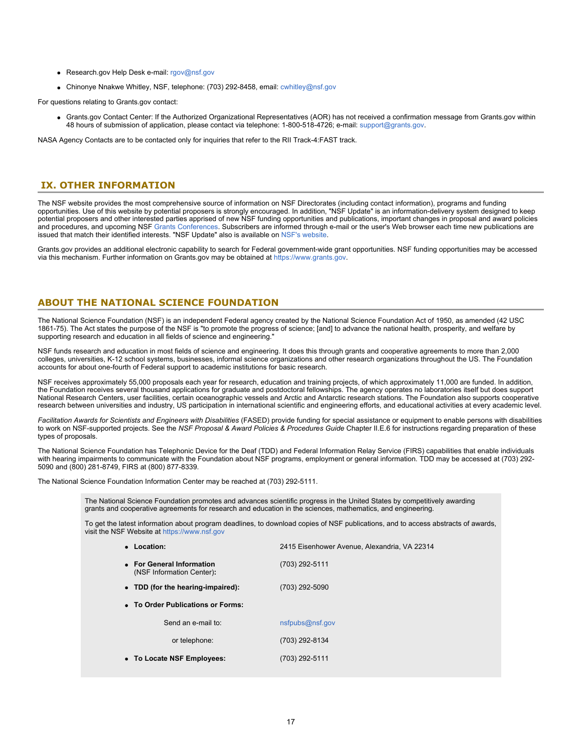- Research.gov Help Desk e-mail: rgov@nsf.gov
- Chinonye Nnakwe Whitley, NSF, telephone: (703) 292-8458, email: cwhitley@nsf.gov

For questions relating to Grants.gov contact:

- Grants.gov Contact Center: If the Authorized Organizational Representatives (AOR) has not received a confirmation message from Grants.gov within 48 hours of submission of application, please contact via telephone: 1-800-518-4726; e-mail: support@grants.gov.

NASA Agency Contacts are to be contacted only for inquiries that refer to the RII Track-4:FAST track.

## IX. OTHER INFORMATION

The NSF website provides the most comprehensive source of information on NSF Directorates (including contact information), programs and funding opportunities. Use of this website by potential proposers is strongly encouraged. In addition, "NSF Update" is an information-delivery system designed to keep potential proposers and other interested parties apprised of new NSF funding opportunities and publications, important changes in proposal and award policies and procedures, and upcoming NSF Grants Conferences. Subscribers are informed through e-mail or the user's Web browser each time new publications are issued that match their identified interests. "NSF Update" also is available on NSF's website.

Grants.gov provides an additional electronic capability to search for Federal government-wide grant opportunities. NSF funding opportunities may be accessed via this mechanism. Further information on Grants.gov may be obtained at https://www.grants.gov.

## ABOUT THE NATIONAL SCIENCE FOUNDATION

The National Science Foundation (NSF) is an independent Federal agency created by the National Science Foundation Act of 1950, as amended (42 USC 1861-75). The Act states the purpose of the NSF is "to promote the progress of science; [and] to advance the national health, prosperity, and welfare by supporting research and education in all fields of science and engineering."

NSF funds research and education in most fields of science and engineering. It does this through grants and cooperative agreements to more than 2,000 colleges, universities, K-12 school systems, businesses, informal science organizations and other research organizations throughout the US. The Foundation accounts for about one-fourth of Federal support to academic institutions for basic research.

NSF receives approximately 55,000 proposals each year for research, education and training projects, of which approximately 11,000 are funded. In addition, the Foundation receives several thousand applications for graduate and postdoctoral fellowships. The agency operates no laboratories itself but does support National Research Centers, user facilities, certain oceanographic vessels and Arctic and Antarctic research stations. The Foundation also supports cooperative research between universities and industry, US participation in international scientific and engineering efforts, and educational activities at every academic level.

*Facilitation Awards for Scientists and Engineers with Disabilities* (FASED) provide funding for special assistance or equipment to enable persons with disabilities to work on NSF-supported projects. See the *NSF Proposal & Award Policies & Procedures Guide* Chapter II.E.6 for instructions regarding preparation of these types of proposals.

The National Science Foundation has Telephonic Device for the Deaf (TDD) and Federal Information Relay Service (FIRS) capabilities that enable individuals with hearing impairments to communicate with the Foundation about NSF programs, employment or general information. TDD may be accessed at (703) 292-5090 and (800) 281-8749, FIRS at (800) 877-8339.

The National Science Foundation Information Center may be reached at (703) 292-5111.

The National Science Foundation promotes and advances scientific progress in the United States by competitively awarding grants and cooperative agreements for research and education in the sciences, mathematics, and engineering.

To get the latest information about program deadlines, to download copies of NSF publications, and to access abstracts of awards, visit the NSF Website at https://www.nsf.gov

| | |
|---|---|
| • **Location:** | 2415 Eisenhower Avenue, Alexandria, VA 22314 |
| • **For General Information** (NSF Information Center)**:** | (703) 292-5111 |
| • **TDD (for the hearing-impaired):** | (703) 292-5090 |
| • **To Order Publications or Forms:** | |
| Send an e-mail to: | nsfpubs@nsf.gov |
| or telephone: | (703) 292-8134 |
| • **To Locate NSF Employees:** | (703) 292-5111 |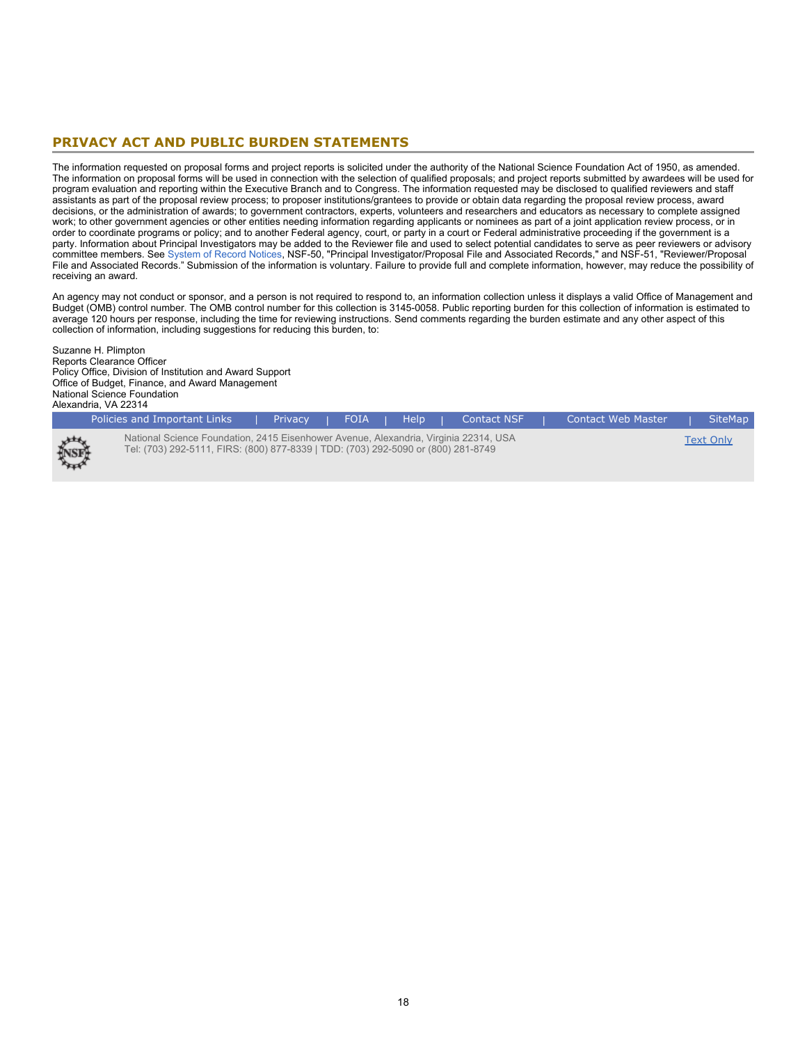## PRIVACY ACT AND PUBLIC BURDEN STATEMENTS

The information requested on proposal forms and project reports is solicited under the authority of the National Science Foundation Act of 1950, as amended. The information on proposal forms will be used in connection with the selection of qualified proposals; and project reports submitted by awardees will be used for program evaluation and reporting within the Executive Branch and to Congress. The information requested may be disclosed to qualified reviewers and staff assistants as part of the proposal review process; to proposer institutions/grantees to provide or obtain data regarding the proposal review process, award decisions, or the administration of awards; to government contractors, experts, volunteers and researchers and educators as necessary to complete assigned work; to other government agencies or other entities needing information regarding applicants or nominees as part of a joint application review process, or in order to coordinate programs or policy; and to another Federal agency, court, or party in a court or Federal administrative proceeding if the government is a party. Information about Principal Investigators may be added to the Reviewer file and used to select potential candidates to serve as peer reviewers or advisory committee members. See System of Record Notices, NSF-50, "Principal Investigator/Proposal File and Associated Records," and NSF-51, "Reviewer/Proposal File and Associated Records." Submission of the information is voluntary. Failure to provide full and complete information, however, may reduce the possibility of receiving an award.

An agency may not conduct or sponsor, and a person is not required to respond to, an information collection unless it displays a valid Office of Management and Budget (OMB) control number. The OMB control number for this collection is 3145-0058. Public reporting burden for this collection of information is estimated to average 120 hours per response, including the time for reviewing instructions. Send comments regarding the burden estimate and any other aspect of this collection of information, including suggestions for reducing this burden, to:

Suzanne H. Plimpton
Reports Clearance Officer
Policy Office, Division of Institution and Award Support
Office of Budget, Finance, and Award Management
National Science Foundation
Alexandria, VA 22314

Policies and Important Links | Privacy | FOIA | Help | Contact NSF | Contact Web Master | SiteMap

National Science Foundation, 2415 Eisenhower Avenue, Alexandria, Virginia 22314, USA
Tel: (703) 292-5111, FIRS: (800) 877-8339 | TDD: (703) 292-5090 or (800) 281-8749

Text Only